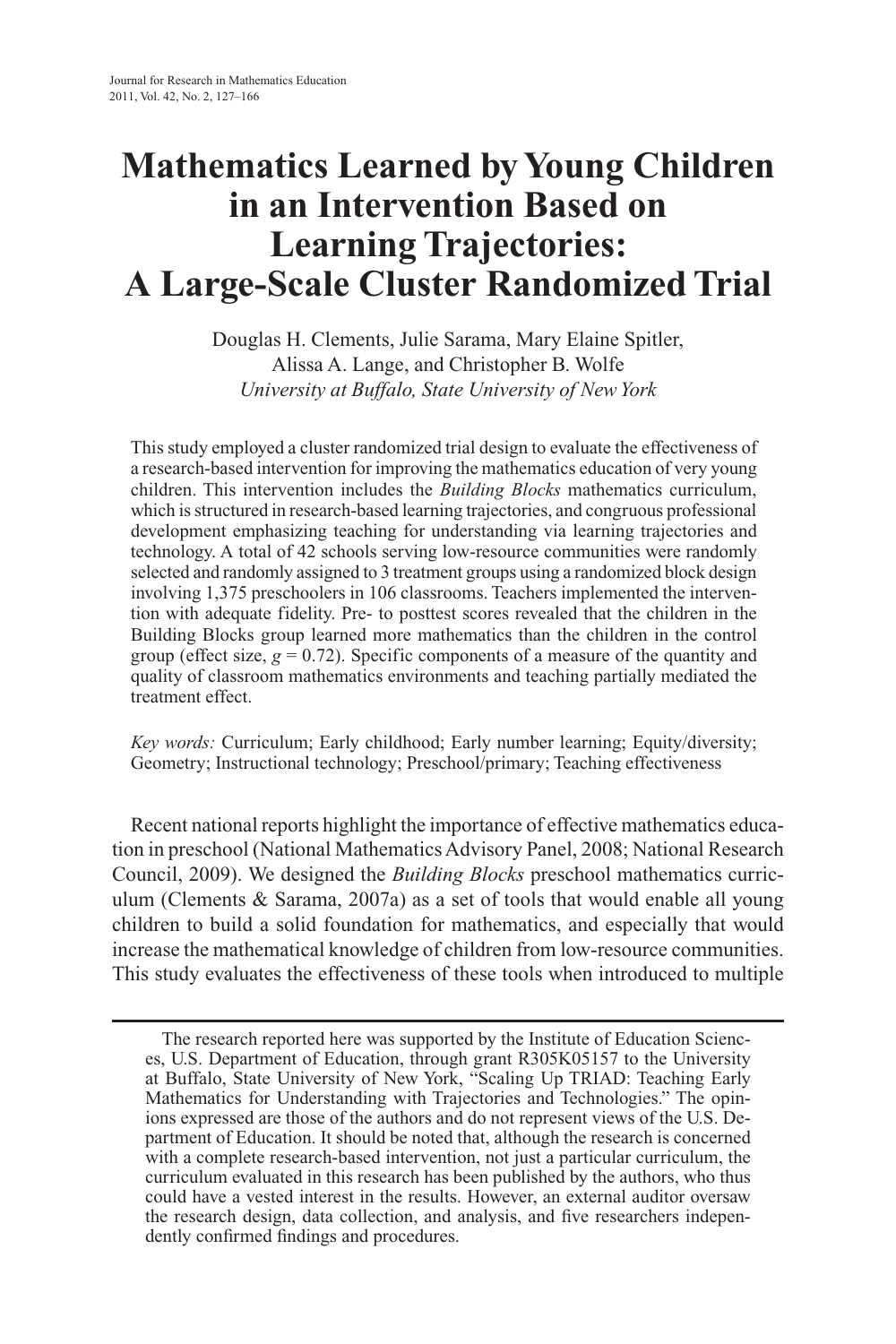# Mathematics Learned by Young Children in an Intervention Based on Learning Trajectories: A Large-Scale Cluster Randomized Trial

Douglas H. Clements, Julie Sarama, Mary Elaine Spitler, Alissa A. Lange, and Christopher B. Wolfe
*University at Buffalo, State University of New York*

This study employed a cluster randomized trial design to evaluate the effectiveness of a research-based intervention for improving the mathematics education of very young children. This intervention includes the *Building Blocks* mathematics curriculum, which is structured in research-based learning trajectories, and congruous professional development emphasizing teaching for understanding via learning trajectories and technology. A total of 42 schools serving low-resource communities were randomly selected and randomly assigned to 3 treatment groups using a randomized block design involving 1,375 preschoolers in 106 classrooms. Teachers implemented the intervention with adequate fidelity. Pre- to posttest scores revealed that the children in the Building Blocks group learned more mathematics than the children in the control group (effect size, $g = 0.72$). Specific components of a measure of the quantity and quality of classroom mathematics environments and teaching partially mediated the treatment effect.

*Key words:* Curriculum; Early childhood; Early number learning; Equity/diversity; Geometry; Instructional technology; Preschool/primary; Teaching effectiveness

Recent national reports highlight the importance of effective mathematics education in preschool (National Mathematics Advisory Panel, 2008; National Research Council, 2009). We designed the *Building Blocks* preschool mathematics curriculum (Clements & Sarama, 2007a) as a set of tools that would enable all young children to build a solid foundation for mathematics, and especially that would increase the mathematical knowledge of children from low-resource communities. This study evaluates the effectiveness of these tools when introduced to multiple

---

The research reported here was supported by the Institute of Education Sciences, U.S. Department of Education, through grant R305K05157 to the University at Buffalo, State University of New York, "Scaling Up TRIAD: Teaching Early Mathematics for Understanding with Trajectories and Technologies." The opinions expressed are those of the authors and do not represent views of the U.S. Department of Education. It should be noted that, although the research is concerned with a complete research-based intervention, not just a particular curriculum, the curriculum evaluated in this research has been published by the authors, who thus could have a vested interest in the results. However, an external auditor oversaw the research design, data collection, and analysis, and five researchers independently confirmed findings and procedures.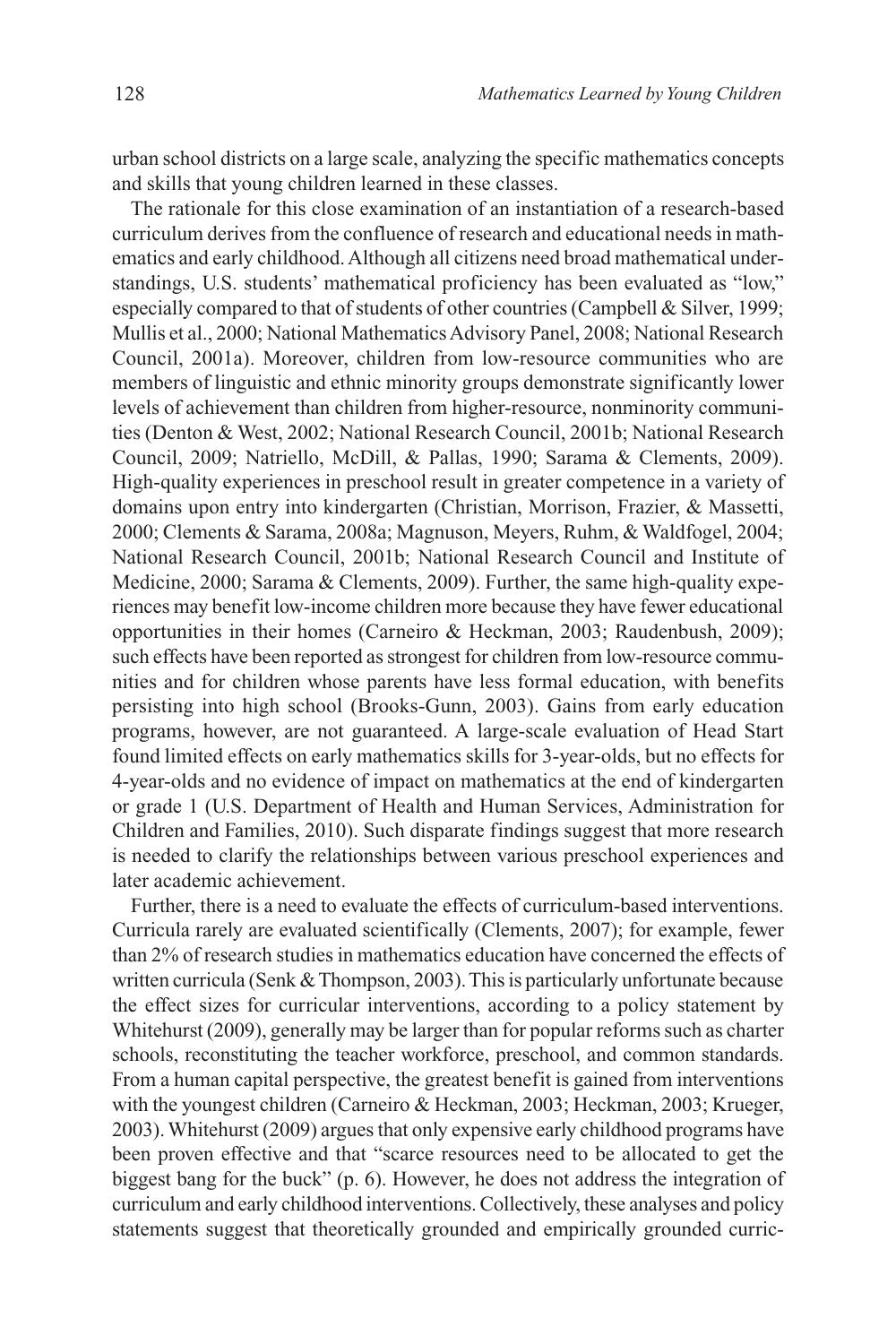urban school districts on a large scale, analyzing the specific mathematics concepts and skills that young children learned in these classes.

The rationale for this close examination of an instantiation of a research-based curriculum derives from the confluence of research and educational needs in mathematics and early childhood. Although all citizens need broad mathematical understandings, U.S. students' mathematical proficiency has been evaluated as "low," especially compared to that of students of other countries (Campbell & Silver, 1999; Mullis et al., 2000; National Mathematics Advisory Panel, 2008; National Research Council, 2001a). Moreover, children from low-resource communities who are members of linguistic and ethnic minority groups demonstrate significantly lower levels of achievement than children from higher-resource, nonminority communities (Denton & West, 2002; National Research Council, 2001b; National Research Council, 2009; Natriello, McDill, & Pallas, 1990; Sarama & Clements, 2009). High-quality experiences in preschool result in greater competence in a variety of domains upon entry into kindergarten (Christian, Morrison, Frazier, & Massetti, 2000; Clements & Sarama, 2008a; Magnuson, Meyers, Ruhm, & Waldfogel, 2004; National Research Council, 2001b; National Research Council and Institute of Medicine, 2000; Sarama & Clements, 2009). Further, the same high-quality experiences may benefit low-income children more because they have fewer educational opportunities in their homes (Carneiro & Heckman, 2003; Raudenbush, 2009); such effects have been reported as strongest for children from low-resource communities and for children whose parents have less formal education, with benefits persisting into high school (Brooks-Gunn, 2003). Gains from early education programs, however, are not guaranteed. A large-scale evaluation of Head Start found limited effects on early mathematics skills for 3-year-olds, but no effects for 4-year-olds and no evidence of impact on mathematics at the end of kindergarten or grade 1 (U.S. Department of Health and Human Services, Administration for Children and Families, 2010). Such disparate findings suggest that more research is needed to clarify the relationships between various preschool experiences and later academic achievement.

Further, there is a need to evaluate the effects of curriculum-based interventions. Curricula rarely are evaluated scientifically (Clements, 2007); for example, fewer than 2% of research studies in mathematics education have concerned the effects of written curricula (Senk & Thompson, 2003). This is particularly unfortunate because the effect sizes for curricular interventions, according to a policy statement by Whitehurst (2009), generally may be larger than for popular reforms such as charter schools, reconstituting the teacher workforce, preschool, and common standards. From a human capital perspective, the greatest benefit is gained from interventions with the youngest children (Carneiro & Heckman, 2003; Heckman, 2003; Krueger, 2003). Whitehurst (2009) argues that only expensive early childhood programs have been proven effective and that "scarce resources need to be allocated to get the biggest bang for the buck" (p. 6). However, he does not address the integration of curriculum and early childhood interventions. Collectively, these analyses and policy statements suggest that theoretically grounded and empirically grounded curric-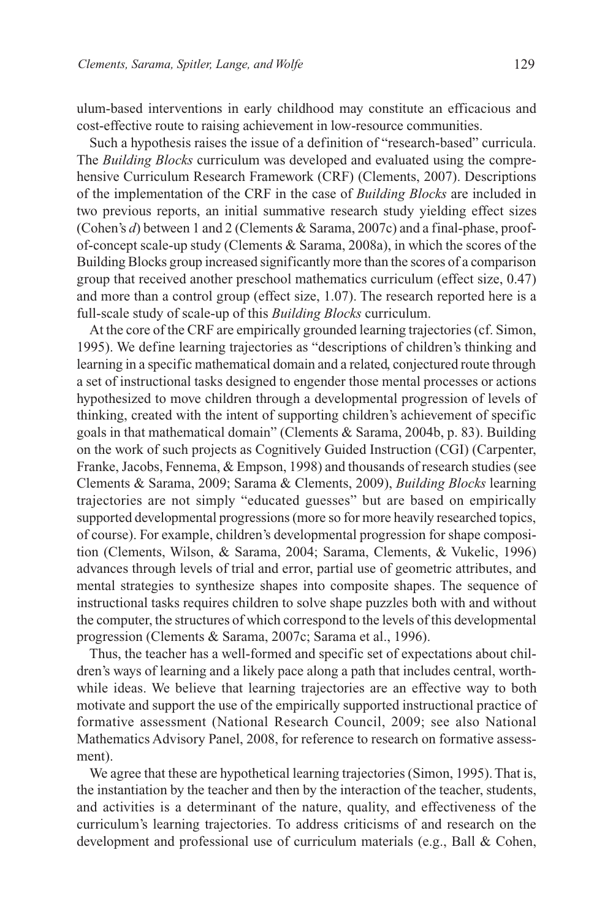ulum-based interventions in early childhood may constitute an efficacious and cost-effective route to raising achievement in low-resource communities.

Such a hypothesis raises the issue of a definition of "research-based" curricula. The *Building Blocks* curriculum was developed and evaluated using the comprehensive Curriculum Research Framework (CRF) (Clements, 2007). Descriptions of the implementation of the CRF in the case of *Building Blocks* are included in two previous reports, an initial summative research study yielding effect sizes (Cohen's *d*) between 1 and 2 (Clements & Sarama, 2007c) and a final-phase, proof-of-concept scale-up study (Clements & Sarama, 2008a), in which the scores of the Building Blocks group increased significantly more than the scores of a comparison group that received another preschool mathematics curriculum (effect size, 0.47) and more than a control group (effect size, 1.07). The research reported here is a full-scale study of scale-up of this *Building Blocks* curriculum.

At the core of the CRF are empirically grounded learning trajectories (cf. Simon, 1995). We define learning trajectories as "descriptions of children's thinking and learning in a specific mathematical domain and a related, conjectured route through a set of instructional tasks designed to engender those mental processes or actions hypothesized to move children through a developmental progression of levels of thinking, created with the intent of supporting children's achievement of specific goals in that mathematical domain" (Clements & Sarama, 2004b, p. 83). Building on the work of such projects as Cognitively Guided Instruction (CGI) (Carpenter, Franke, Jacobs, Fennema, & Empson, 1998) and thousands of research studies (see Clements & Sarama, 2009; Sarama & Clements, 2009), *Building Blocks* learning trajectories are not simply "educated guesses" but are based on empirically supported developmental progressions (more so for more heavily researched topics, of course). For example, children's developmental progression for shape composition (Clements, Wilson, & Sarama, 2004; Sarama, Clements, & Vukelic, 1996) advances through levels of trial and error, partial use of geometric attributes, and mental strategies to synthesize shapes into composite shapes. The sequence of instructional tasks requires children to solve shape puzzles both with and without the computer, the structures of which correspond to the levels of this developmental progression (Clements & Sarama, 2007c; Sarama et al., 1996).

Thus, the teacher has a well-formed and specific set of expectations about children's ways of learning and a likely pace along a path that includes central, worthwhile ideas. We believe that learning trajectories are an effective way to both motivate and support the use of the empirically supported instructional practice of formative assessment (National Research Council, 2009; see also National Mathematics Advisory Panel, 2008, for reference to research on formative assessment).

We agree that these are hypothetical learning trajectories (Simon, 1995). That is, the instantiation by the teacher and then by the interaction of the teacher, students, and activities is a determinant of the nature, quality, and effectiveness of the curriculum's learning trajectories. To address criticisms of and research on the development and professional use of curriculum materials (e.g., Ball & Cohen,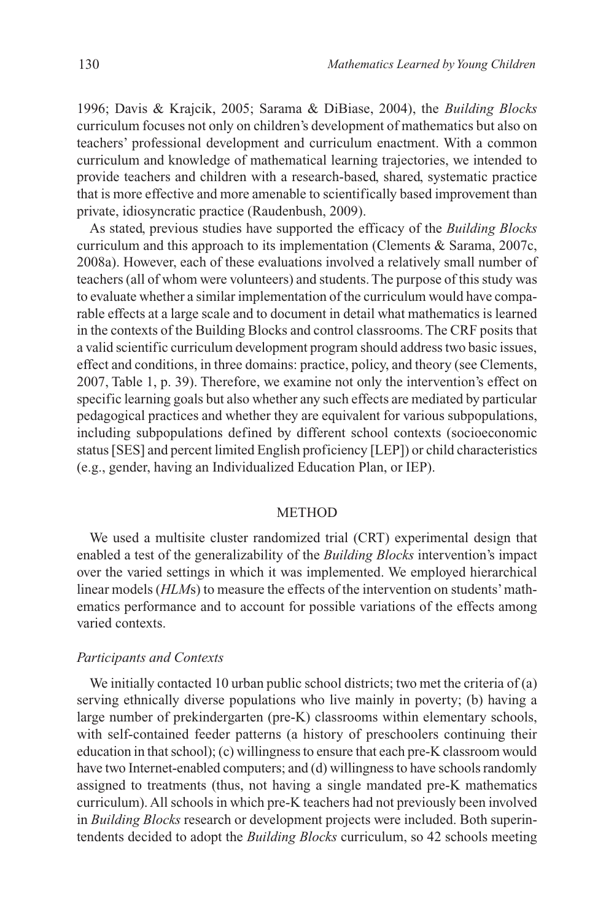1996; Davis & Krajcik, 2005; Sarama & DiBiase, 2004), the *Building Blocks* curriculum focuses not only on children's development of mathematics but also on teachers' professional development and curriculum enactment. With a common curriculum and knowledge of mathematical learning trajectories, we intended to provide teachers and children with a research-based, shared, systematic practice that is more effective and more amenable to scientifically based improvement than private, idiosyncratic practice (Raudenbush, 2009).

As stated, previous studies have supported the efficacy of the *Building Blocks* curriculum and this approach to its implementation (Clements & Sarama, 2007c, 2008a). However, each of these evaluations involved a relatively small number of teachers (all of whom were volunteers) and students. The purpose of this study was to evaluate whether a similar implementation of the curriculum would have comparable effects at a large scale and to document in detail what mathematics is learned in the contexts of the Building Blocks and control classrooms. The CRF posits that a valid scientific curriculum development program should address two basic issues, effect and conditions, in three domains: practice, policy, and theory (see Clements, 2007, Table 1, p. 39). Therefore, we examine not only the intervention's effect on specific learning goals but also whether any such effects are mediated by particular pedagogical practices and whether they are equivalent for various subpopulations, including subpopulations defined by different school contexts (socioeconomic status [SES] and percent limited English proficiency [LEP]) or child characteristics (e.g., gender, having an Individualized Education Plan, or IEP).

## METHOD

We used a multisite cluster randomized trial (CRT) experimental design that enabled a test of the generalizability of the *Building Blocks* intervention's impact over the varied settings in which it was implemented. We employed hierarchical linear models (*HLM*s) to measure the effects of the intervention on students' mathematics performance and to account for possible variations of the effects among varied contexts.

### *Participants and Contexts*

We initially contacted 10 urban public school districts; two met the criteria of (a) serving ethnically diverse populations who live mainly in poverty; (b) having a large number of prekindergarten (pre-K) classrooms within elementary schools, with self-contained feeder patterns (a history of preschoolers continuing their education in that school); (c) willingness to ensure that each pre-K classroom would have two Internet-enabled computers; and (d) willingness to have schools randomly assigned to treatments (thus, not having a single mandated pre-K mathematics curriculum). All schools in which pre-K teachers had not previously been involved in *Building Blocks* research or development projects were included. Both superintendents decided to adopt the *Building Blocks* curriculum, so 42 schools meeting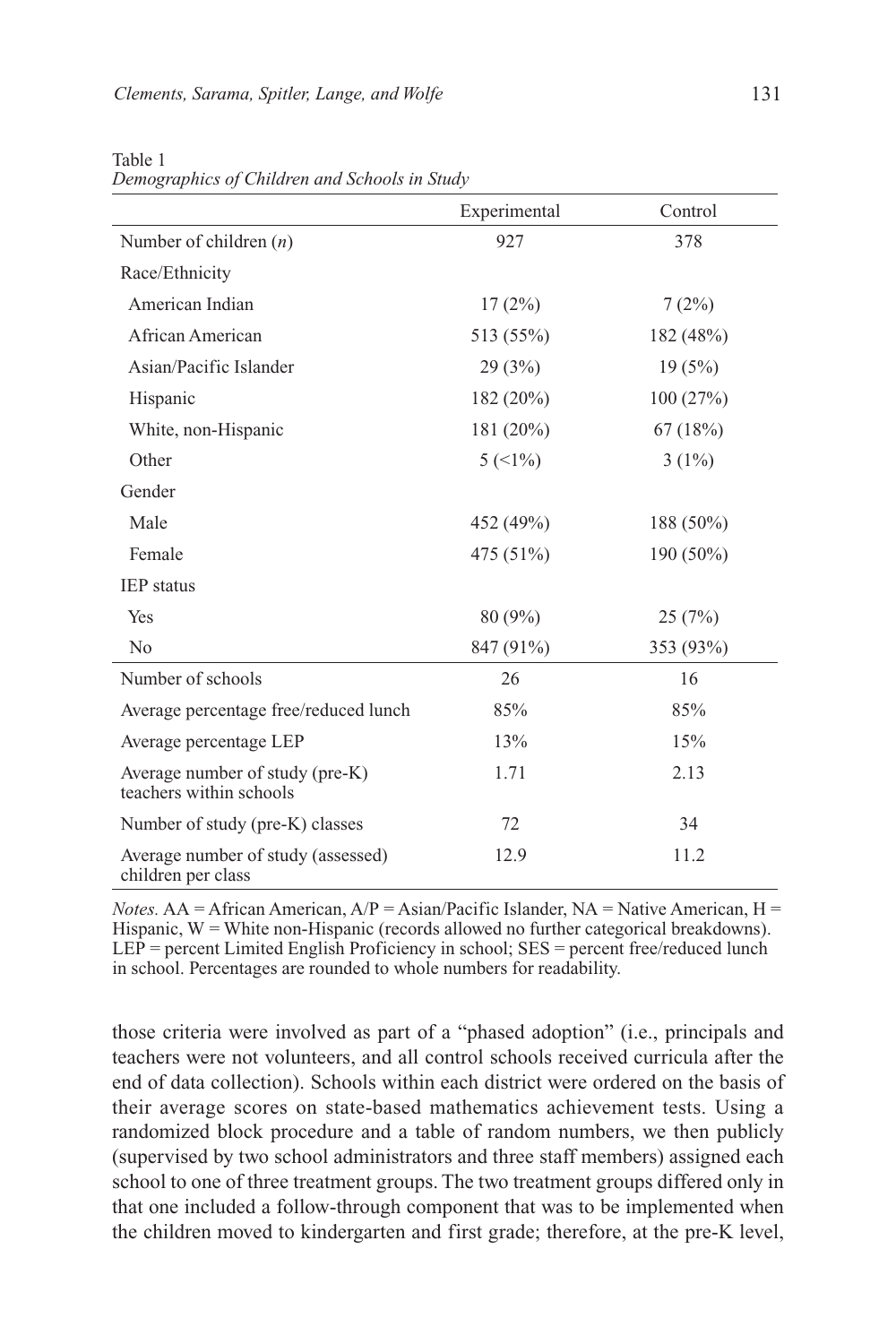Table 1
*Demographics of Children and Schools in Study*

| | Experimental | Control |
|---|---|---|
| Number of children (*n*) | 927 | 378 |
| Race/Ethnicity | | |
| American Indian | 17 (2%) | 7 (2%) |
| African American | 513 (55%) | 182 (48%) |
| Asian/Pacific Islander | 29 (3%) | 19 (5%) |
| Hispanic | 182 (20%) | 100 (27%) |
| White, non-Hispanic | 181 (20%) | 67 (18%) |
| Other | 5 (<1%) | 3 (1%) |
| Gender | | |
| Male | 452 (49%) | 188 (50%) |
| Female | 475 (51%) | 190 (50%) |
| IEP status | | |
| Yes | 80 (9%) | 25 (7%) |
| No | 847 (91%) | 353 (93%) |
| Number of schools | 26 | 16 |
| Average percentage free/reduced lunch | 85% | 85% |
| Average percentage LEP | 13% | 15% |
| Average number of study (pre-K) teachers within schools | 1.71 | 2.13 |
| Number of study (pre-K) classes | 72 | 34 |
| Average number of study (assessed) children per class | 12.9 | 11.2 |

*Notes.* AA = African American, A/P = Asian/Pacific Islander, NA = Native American, H = Hispanic, W = White non-Hispanic (records allowed no further categorical breakdowns). LEP = percent Limited English Proficiency in school; SES = percent free/reduced lunch in school. Percentages are rounded to whole numbers for readability.

those criteria were involved as part of a "phased adoption" (i.e., principals and teachers were not volunteers, and all control schools received curricula after the end of data collection). Schools within each district were ordered on the basis of their average scores on state-based mathematics achievement tests. Using a randomized block procedure and a table of random numbers, we then publicly (supervised by two school administrators and three staff members) assigned each school to one of three treatment groups. The two treatment groups differed only in that one included a follow-through component that was to be implemented when the children moved to kindergarten and first grade; therefore, at the pre-K level,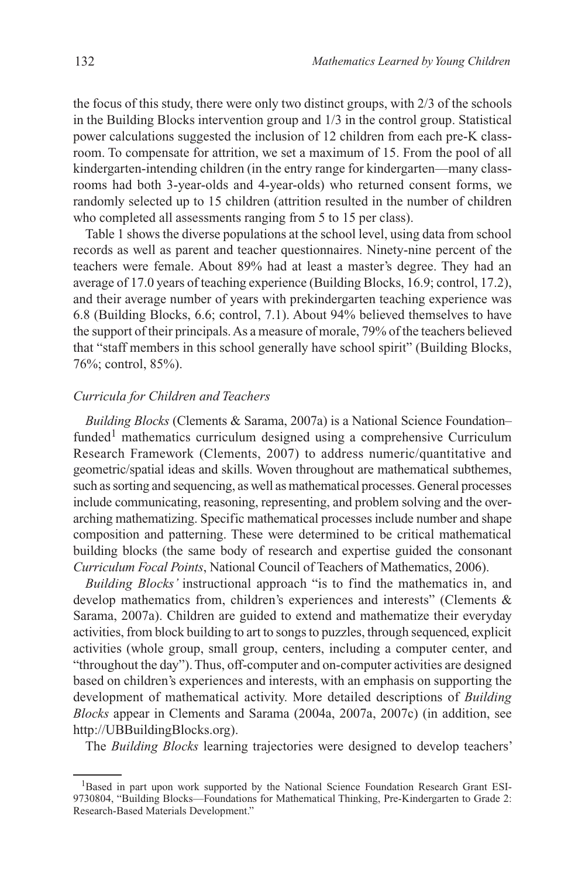the focus of this study, there were only two distinct groups, with 2/3 of the schools in the Building Blocks intervention group and 1/3 in the control group. Statistical power calculations suggested the inclusion of 12 children from each pre-K classroom. To compensate for attrition, we set a maximum of 15. From the pool of all kindergarten-intending children (in the entry range for kindergarten—many classrooms had both 3-year-olds and 4-year-olds) who returned consent forms, we randomly selected up to 15 children (attrition resulted in the number of children who completed all assessments ranging from 5 to 15 per class).

Table 1 shows the diverse populations at the school level, using data from school records as well as parent and teacher questionnaires. Ninety-nine percent of the teachers were female. About 89% had at least a master's degree. They had an average of 17.0 years of teaching experience (Building Blocks, 16.9; control, 17.2), and their average number of years with prekindergarten teaching experience was 6.8 (Building Blocks, 6.6; control, 7.1). About 94% believed themselves to have the support of their principals. As a measure of morale, 79% of the teachers believed that "staff members in this school generally have school spirit" (Building Blocks, 76%; control, 85%).

### *Curricula for Children and Teachers*

*Building Blocks* (Clements & Sarama, 2007a) is a National Science Foundation–funded[1] mathematics curriculum designed using a comprehensive Curriculum Research Framework (Clements, 2007) to address numeric/quantitative and geometric/spatial ideas and skills. Woven throughout are mathematical subthemes, such as sorting and sequencing, as well as mathematical processes. General processes include communicating, reasoning, representing, and problem solving and the overarching mathematizing. Specific mathematical processes include number and shape composition and patterning. These were determined to be critical mathematical building blocks (the same body of research and expertise guided the consonant *Curriculum Focal Points*, National Council of Teachers of Mathematics, 2006).

*Building Blocks'* instructional approach "is to find the mathematics in, and develop mathematics from, children's experiences and interests" (Clements & Sarama, 2007a). Children are guided to extend and mathematize their everyday activities, from block building to art to songs to puzzles, through sequenced, explicit activities (whole group, small group, centers, including a computer center, and "throughout the day"). Thus, off-computer and on-computer activities are designed based on children's experiences and interests, with an emphasis on supporting the development of mathematical activity. More detailed descriptions of *Building Blocks* appear in Clements and Sarama (2004a, 2007a, 2007c) (in addition, see http://UBBuildingBlocks.org).

The *Building Blocks* learning trajectories were designed to develop teachers'

[1]Based in part upon work supported by the National Science Foundation Research Grant ESI-9730804, "Building Blocks—Foundations for Mathematical Thinking, Pre-Kindergarten to Grade 2: Research-Based Materials Development."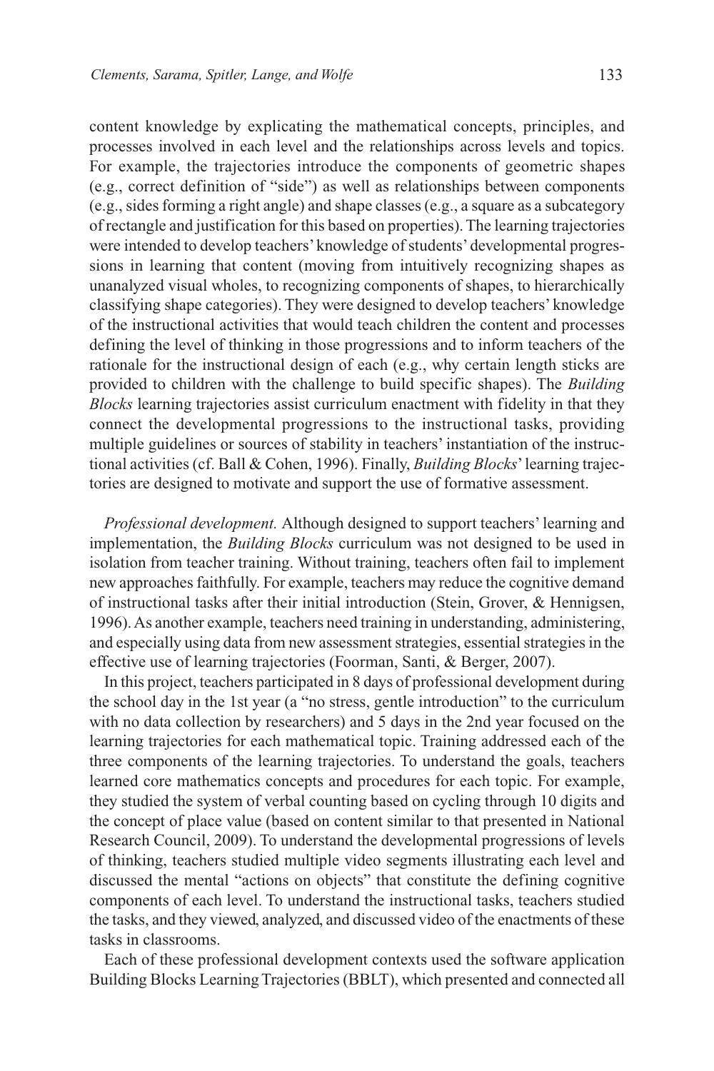content knowledge by explicating the mathematical concepts, principles, and processes involved in each level and the relationships across levels and topics. For example, the trajectories introduce the components of geometric shapes (e.g., correct definition of "side") as well as relationships between components (e.g., sides forming a right angle) and shape classes (e.g., a square as a subcategory of rectangle and justification for this based on properties). The learning trajectories were intended to develop teachers' knowledge of students' developmental progressions in learning that content (moving from intuitively recognizing shapes as unanalyzed visual wholes, to recognizing components of shapes, to hierarchically classifying shape categories). They were designed to develop teachers' knowledge of the instructional activities that would teach children the content and processes defining the level of thinking in those progressions and to inform teachers of the rationale for the instructional design of each (e.g., why certain length sticks are provided to children with the challenge to build specific shapes). The *Building Blocks* learning trajectories assist curriculum enactment with fidelity in that they connect the developmental progressions to the instructional tasks, providing multiple guidelines or sources of stability in teachers' instantiation of the instructional activities (cf. Ball & Cohen, 1996). Finally, *Building Blocks*' learning trajectories are designed to motivate and support the use of formative assessment.

*Professional development.* Although designed to support teachers' learning and implementation, the *Building Blocks* curriculum was not designed to be used in isolation from teacher training. Without training, teachers often fail to implement new approaches faithfully. For example, teachers may reduce the cognitive demand of instructional tasks after their initial introduction (Stein, Grover, & Hennigsen, 1996). As another example, teachers need training in understanding, administering, and especially using data from new assessment strategies, essential strategies in the effective use of learning trajectories (Foorman, Santi, & Berger, 2007).

In this project, teachers participated in 8 days of professional development during the school day in the 1st year (a "no stress, gentle introduction" to the curriculum with no data collection by researchers) and 5 days in the 2nd year focused on the learning trajectories for each mathematical topic. Training addressed each of the three components of the learning trajectories. To understand the goals, teachers learned core mathematics concepts and procedures for each topic. For example, they studied the system of verbal counting based on cycling through 10 digits and the concept of place value (based on content similar to that presented in National Research Council, 2009). To understand the developmental progressions of levels of thinking, teachers studied multiple video segments illustrating each level and discussed the mental "actions on objects" that constitute the defining cognitive components of each level. To understand the instructional tasks, teachers studied the tasks, and they viewed, analyzed, and discussed video of the enactments of these tasks in classrooms.

Each of these professional development contexts used the software application Building Blocks Learning Trajectories (BBLT), which presented and connected all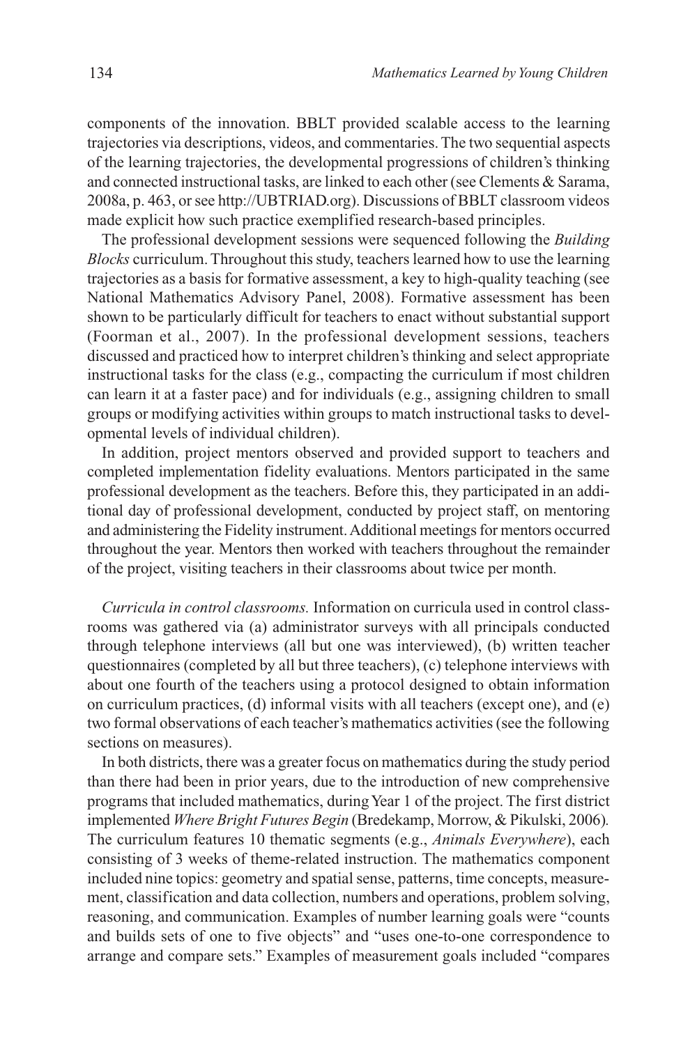components of the innovation. BBLT provided scalable access to the learning trajectories via descriptions, videos, and commentaries. The two sequential aspects of the learning trajectories, the developmental progressions of children's thinking and connected instructional tasks, are linked to each other (see Clements & Sarama, 2008a, p. 463, or see http://UBTRIAD.org). Discussions of BBLT classroom videos made explicit how such practice exemplified research-based principles.

The professional development sessions were sequenced following the *Building Blocks* curriculum. Throughout this study, teachers learned how to use the learning trajectories as a basis for formative assessment, a key to high-quality teaching (see National Mathematics Advisory Panel, 2008). Formative assessment has been shown to be particularly difficult for teachers to enact without substantial support (Foorman et al., 2007). In the professional development sessions, teachers discussed and practiced how to interpret children's thinking and select appropriate instructional tasks for the class (e.g., compacting the curriculum if most children can learn it at a faster pace) and for individuals (e.g., assigning children to small groups or modifying activities within groups to match instructional tasks to developmental levels of individual children).

In addition, project mentors observed and provided support to teachers and completed implementation fidelity evaluations. Mentors participated in the same professional development as the teachers. Before this, they participated in an additional day of professional development, conducted by project staff, on mentoring and administering the Fidelity instrument. Additional meetings for mentors occurred throughout the year. Mentors then worked with teachers throughout the remainder of the project, visiting teachers in their classrooms about twice per month.

*Curricula in control classrooms.* Information on curricula used in control classrooms was gathered via (a) administrator surveys with all principals conducted through telephone interviews (all but one was interviewed), (b) written teacher questionnaires (completed by all but three teachers), (c) telephone interviews with about one fourth of the teachers using a protocol designed to obtain information on curriculum practices, (d) informal visits with all teachers (except one), and (e) two formal observations of each teacher's mathematics activities (see the following sections on measures).

In both districts, there was a greater focus on mathematics during the study period than there had been in prior years, due to the introduction of new comprehensive programs that included mathematics, during Year 1 of the project. The first district implemented *Where Bright Futures Begin* (Bredekamp, Morrow, & Pikulski, 2006). The curriculum features 10 thematic segments (e.g., *Animals Everywhere*), each consisting of 3 weeks of theme-related instruction. The mathematics component included nine topics: geometry and spatial sense, patterns, time concepts, measurement, classification and data collection, numbers and operations, problem solving, reasoning, and communication. Examples of number learning goals were "counts and builds sets of one to five objects" and "uses one-to-one correspondence to arrange and compare sets." Examples of measurement goals included "compares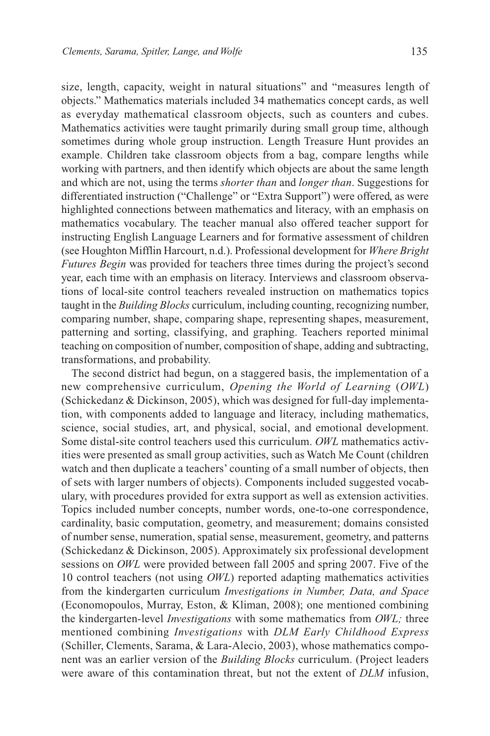size, length, capacity, weight in natural situations" and "measures length of objects." Mathematics materials included 34 mathematics concept cards, as well as everyday mathematical classroom objects, such as counters and cubes. Mathematics activities were taught primarily during small group time, although sometimes during whole group instruction. Length Treasure Hunt provides an example. Children take classroom objects from a bag, compare lengths while working with partners, and then identify which objects are about the same length and which are not, using the terms *shorter than* and *longer than*. Suggestions for differentiated instruction ("Challenge" or "Extra Support") were offered, as were highlighted connections between mathematics and literacy, with an emphasis on mathematics vocabulary. The teacher manual also offered teacher support for instructing English Language Learners and for formative assessment of children (see Houghton Mifflin Harcourt, n.d.). Professional development for *Where Bright Futures Begin* was provided for teachers three times during the project's second year, each time with an emphasis on literacy. Interviews and classroom observations of local-site control teachers revealed instruction on mathematics topics taught in the *Building Blocks* curriculum, including counting, recognizing number, comparing number, shape, comparing shape, representing shapes, measurement, patterning and sorting, classifying, and graphing. Teachers reported minimal teaching on composition of number, composition of shape, adding and subtracting, transformations, and probability.

The second district had begun, on a staggered basis, the implementation of a new comprehensive curriculum, *Opening the World of Learning* (*OWL*) (Schickedanz & Dickinson, 2005), which was designed for full-day implementation, with components added to language and literacy, including mathematics, science, social studies, art, and physical, social, and emotional development. Some distal-site control teachers used this curriculum. *OWL* mathematics activities were presented as small group activities, such as Watch Me Count (children watch and then duplicate a teachers' counting of a small number of objects, then of sets with larger numbers of objects). Components included suggested vocabulary, with procedures provided for extra support as well as extension activities. Topics included number concepts, number words, one-to-one correspondence, cardinality, basic computation, geometry, and measurement; domains consisted of number sense, numeration, spatial sense, measurement, geometry, and patterns (Schickedanz & Dickinson, 2005). Approximately six professional development sessions on *OWL* were provided between fall 2005 and spring 2007. Five of the 10 control teachers (not using *OWL*) reported adapting mathematics activities from the kindergarten curriculum *Investigations in Number, Data, and Space* (Economopoulos, Murray, Eston, & Kliman, 2008); one mentioned combining the kindergarten-level *Investigations* with some mathematics from *OWL;* three mentioned combining *Investigations* with *DLM Early Childhood Express* (Schiller, Clements, Sarama, & Lara-Alecio, 2003), whose mathematics component was an earlier version of the *Building Blocks* curriculum. (Project leaders were aware of this contamination threat, but not the extent of *DLM* infusion,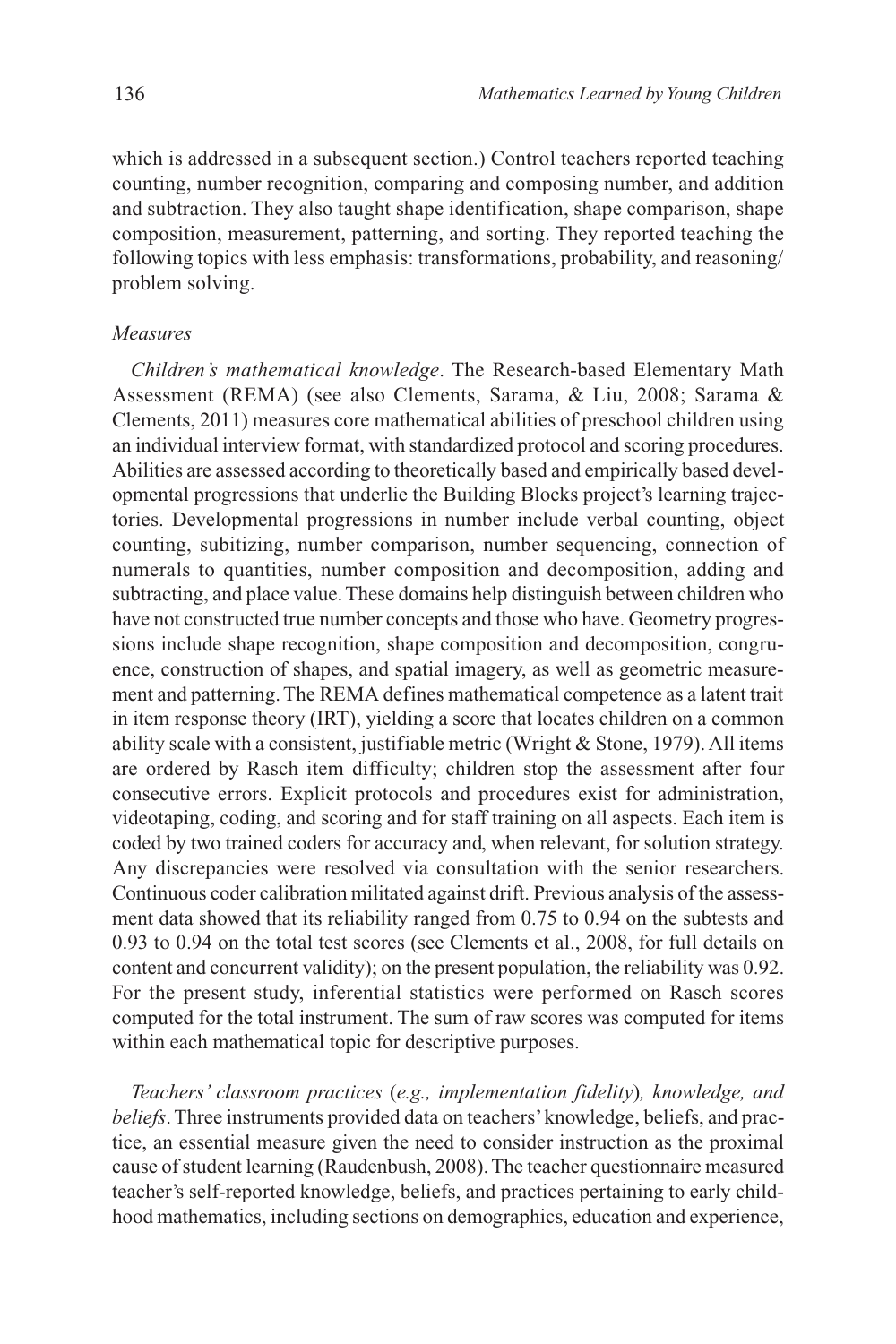which is addressed in a subsequent section.) Control teachers reported teaching counting, number recognition, comparing and composing number, and addition and subtraction. They also taught shape identification, shape comparison, shape composition, measurement, patterning, and sorting. They reported teaching the following topics with less emphasis: transformations, probability, and reasoning/problem solving.

*Measures*

*Children's mathematical knowledge*. The Research-based Elementary Math Assessment (REMA) (see also Clements, Sarama, & Liu, 2008; Sarama & Clements, 2011) measures core mathematical abilities of preschool children using an individual interview format, with standardized protocol and scoring procedures. Abilities are assessed according to theoretically based and empirically based developmental progressions that underlie the Building Blocks project's learning trajectories. Developmental progressions in number include verbal counting, object counting, subitizing, number comparison, number sequencing, connection of numerals to quantities, number composition and decomposition, adding and subtracting, and place value. These domains help distinguish between children who have not constructed true number concepts and those who have. Geometry progressions include shape recognition, shape composition and decomposition, congruence, construction of shapes, and spatial imagery, as well as geometric measurement and patterning. The REMA defines mathematical competence as a latent trait in item response theory (IRT), yielding a score that locates children on a common ability scale with a consistent, justifiable metric (Wright & Stone, 1979). All items are ordered by Rasch item difficulty; children stop the assessment after four consecutive errors. Explicit protocols and procedures exist for administration, videotaping, coding, and scoring and for staff training on all aspects. Each item is coded by two trained coders for accuracy and, when relevant, for solution strategy. Any discrepancies were resolved via consultation with the senior researchers. Continuous coder calibration militated against drift. Previous analysis of the assessment data showed that its reliability ranged from 0.75 to 0.94 on the subtests and 0.93 to 0.94 on the total test scores (see Clements et al., 2008, for full details on content and concurrent validity); on the present population, the reliability was 0.92. For the present study, inferential statistics were performed on Rasch scores computed for the total instrument. The sum of raw scores was computed for items within each mathematical topic for descriptive purposes.

*Teachers' classroom practices* (*e.g., implementation fidelity*)*, knowledge, and beliefs*. Three instruments provided data on teachers' knowledge, beliefs, and practice, an essential measure given the need to consider instruction as the proximal cause of student learning (Raudenbush, 2008). The teacher questionnaire measured teacher's self-reported knowledge, beliefs, and practices pertaining to early childhood mathematics, including sections on demographics, education and experience,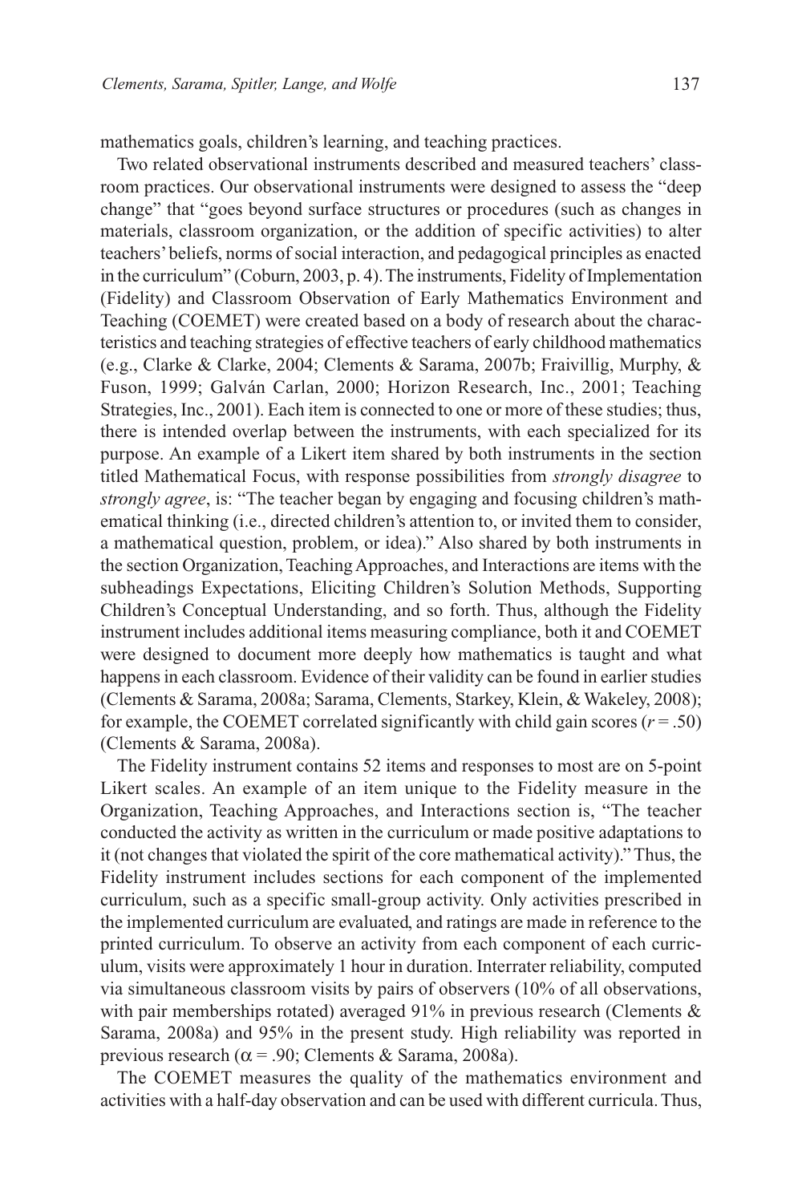mathematics goals, children's learning, and teaching practices.

Two related observational instruments described and measured teachers' classroom practices. Our observational instruments were designed to assess the "deep change" that "goes beyond surface structures or procedures (such as changes in materials, classroom organization, or the addition of specific activities) to alter teachers' beliefs, norms of social interaction, and pedagogical principles as enacted in the curriculum" (Coburn, 2003, p. 4). The instruments, Fidelity of Implementation (Fidelity) and Classroom Observation of Early Mathematics Environment and Teaching (COEMET) were created based on a body of research about the characteristics and teaching strategies of effective teachers of early childhood mathematics (e.g., Clarke & Clarke, 2004; Clements & Sarama, 2007b; Fraivillig, Murphy, & Fuson, 1999; Galván Carlan, 2000; Horizon Research, Inc., 2001; Teaching Strategies, Inc., 2001). Each item is connected to one or more of these studies; thus, there is intended overlap between the instruments, with each specialized for its purpose. An example of a Likert item shared by both instruments in the section titled Mathematical Focus, with response possibilities from *strongly disagree* to *strongly agree*, is: "The teacher began by engaging and focusing children's mathematical thinking (i.e., directed children's attention to, or invited them to consider, a mathematical question, problem, or idea)." Also shared by both instruments in the section Organization, Teaching Approaches, and Interactions are items with the subheadings Expectations, Eliciting Children's Solution Methods, Supporting Children's Conceptual Understanding, and so forth. Thus, although the Fidelity instrument includes additional items measuring compliance, both it and COEMET were designed to document more deeply how mathematics is taught and what happens in each classroom. Evidence of their validity can be found in earlier studies (Clements & Sarama, 2008a; Sarama, Clements, Starkey, Klein, & Wakeley, 2008); for example, the COEMET correlated significantly with child gain scores ($r = .50$) (Clements & Sarama, 2008a).

The Fidelity instrument contains 52 items and responses to most are on 5-point Likert scales. An example of an item unique to the Fidelity measure in the Organization, Teaching Approaches, and Interactions section is, "The teacher conducted the activity as written in the curriculum or made positive adaptations to it (not changes that violated the spirit of the core mathematical activity)." Thus, the Fidelity instrument includes sections for each component of the implemented curriculum, such as a specific small-group activity. Only activities prescribed in the implemented curriculum are evaluated, and ratings are made in reference to the printed curriculum. To observe an activity from each component of each curriculum, visits were approximately 1 hour in duration. Interrater reliability, computed via simultaneous classroom visits by pairs of observers (10% of all observations, with pair memberships rotated) averaged 91% in previous research (Clements & Sarama, 2008a) and 95% in the present study. High reliability was reported in previous research ($\alpha = .90$; Clements & Sarama, 2008a).

The COEMET measures the quality of the mathematics environment and activities with a half-day observation and can be used with different curricula. Thus,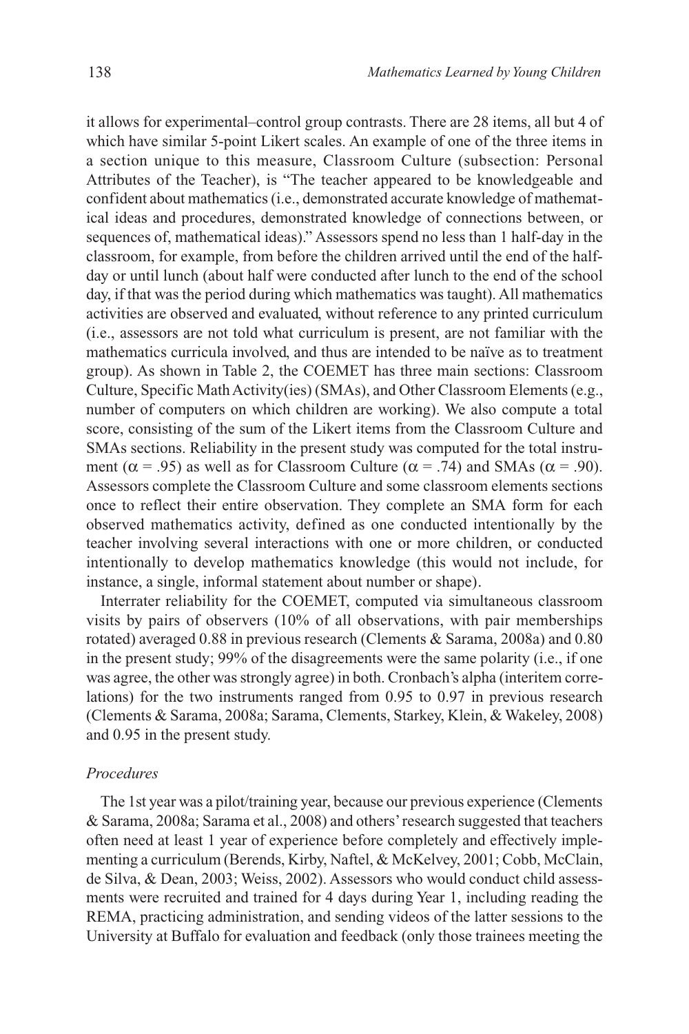it allows for experimental–control group contrasts. There are 28 items, all but 4 of which have similar 5-point Likert scales. An example of one of the three items in a section unique to this measure, Classroom Culture (subsection: Personal Attributes of the Teacher), is "The teacher appeared to be knowledgeable and confident about mathematics (i.e., demonstrated accurate knowledge of mathematical ideas and procedures, demonstrated knowledge of connections between, or sequences of, mathematical ideas)." Assessors spend no less than 1 half-day in the classroom, for example, from before the children arrived until the end of the half-day or until lunch (about half were conducted after lunch to the end of the school day, if that was the period during which mathematics was taught). All mathematics activities are observed and evaluated, without reference to any printed curriculum (i.e., assessors are not told what curriculum is present, are not familiar with the mathematics curricula involved, and thus are intended to be naïve as to treatment group). As shown in Table 2, the COEMET has three main sections: Classroom Culture, Specific Math Activity(ies) (SMAs), and Other Classroom Elements (e.g., number of computers on which children are working). We also compute a total score, consisting of the sum of the Likert items from the Classroom Culture and SMAs sections. Reliability in the present study was computed for the total instrument ($\alpha = .95$) as well as for Classroom Culture ($\alpha = .74$) and SMAs ($\alpha = .90$). Assessors complete the Classroom Culture and some classroom elements sections once to reflect their entire observation. They complete an SMA form for each observed mathematics activity, defined as one conducted intentionally by the teacher involving several interactions with one or more children, or conducted intentionally to develop mathematics knowledge (this would not include, for instance, a single, informal statement about number or shape).

Interrater reliability for the COEMET, computed via simultaneous classroom visits by pairs of observers (10% of all observations, with pair memberships rotated) averaged 0.88 in previous research (Clements & Sarama, 2008a) and 0.80 in the present study; 99% of the disagreements were the same polarity (i.e., if one was agree, the other was strongly agree) in both. Cronbach's alpha (interitem correlations) for the two instruments ranged from 0.95 to 0.97 in previous research (Clements & Sarama, 2008a; Sarama, Clements, Starkey, Klein, & Wakeley, 2008) and 0.95 in the present study.

### *Procedures*

The 1st year was a pilot/training year, because our previous experience (Clements & Sarama, 2008a; Sarama et al., 2008) and others' research suggested that teachers often need at least 1 year of experience before completely and effectively implementing a curriculum (Berends, Kirby, Naftel, & McKelvey, 2001; Cobb, McClain, de Silva, & Dean, 2003; Weiss, 2002). Assessors who would conduct child assessments were recruited and trained for 4 days during Year 1, including reading the REMA, practicing administration, and sending videos of the latter sessions to the University at Buffalo for evaluation and feedback (only those trainees meeting the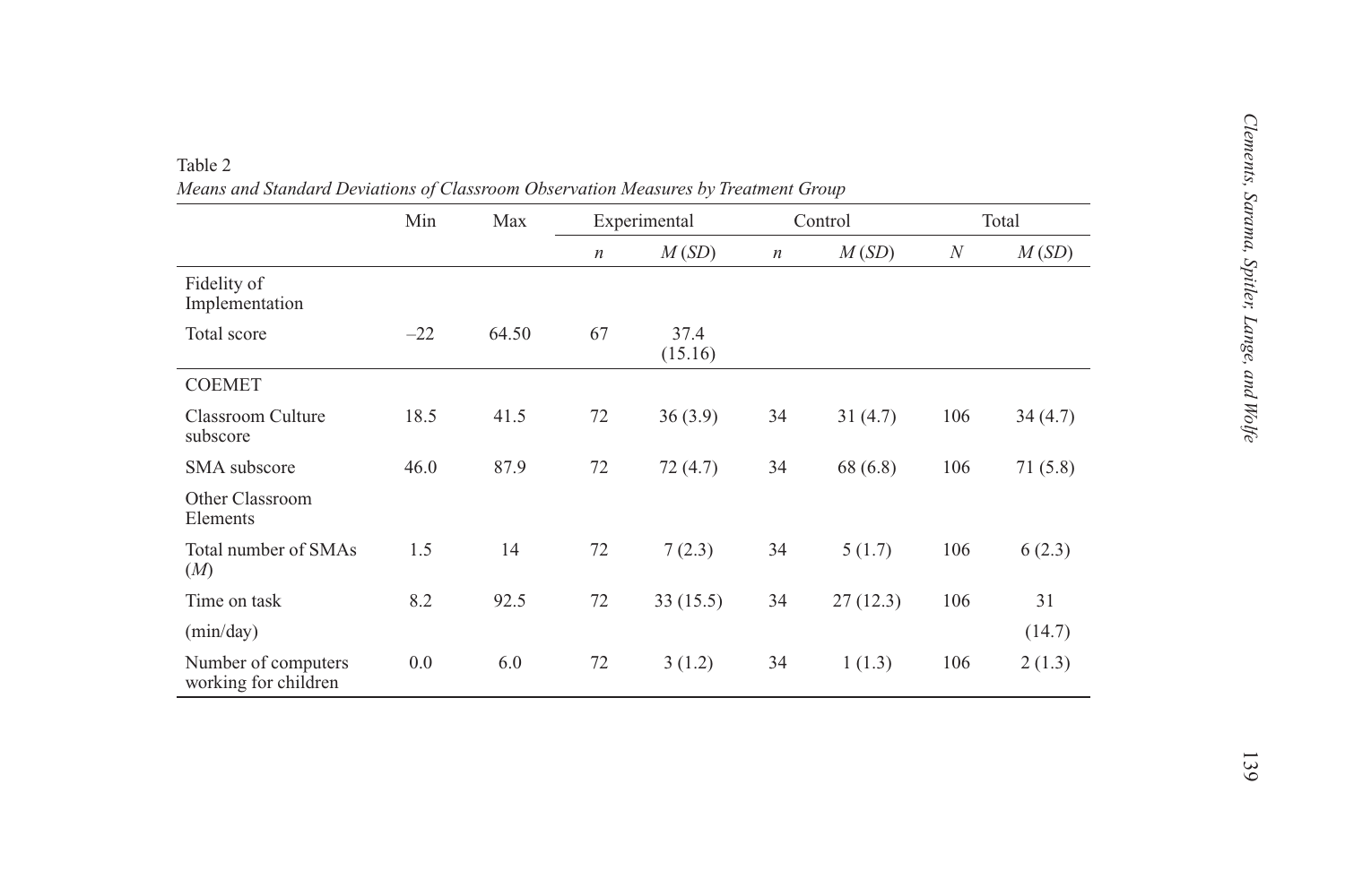Table 2

*Means and Standard Deviations of Classroom Observation Measures by Treatment Group*

| | Min | Max | Experimental | | Control | | Total | |
|---|---|---|---|---|---|---|---|---|
| | | | *n* | *M* (*SD*) | *n* | *M* (*SD*) | *N* | *M* (*SD*) |
| Fidelity of Implementation | | | | | | | | |
| Total score | –22 | 64.50 | 67 | 37.4 (15.16) | | | | |
| COEMET | | | | | | | | |
| Classroom Culture subscore | 18.5 | 41.5 | 72 | 36 (3.9) | 34 | 31 (4.7) | 106 | 34 (4.7) |
| SMA subscore | 46.0 | 87.9 | 72 | 72 (4.7) | 34 | 68 (6.8) | 106 | 71 (5.8) |
| Other Classroom Elements | | | | | | | | |
| Total number of SMAs (*M*) | 1.5 | 14 | 72 | 7 (2.3) | 34 | 5 (1.7) | 106 | 6 (2.3) |
| Time on task (min/day) | 8.2 | 92.5 | 72 | 33 (15.5) | 34 | 27 (12.3) | 106 | 31 (14.7) |
| Number of computers working for children | 0.0 | 6.0 | 72 | 3 (1.2) | 34 | 1 (1.3) | 106 | 2 (1.3) |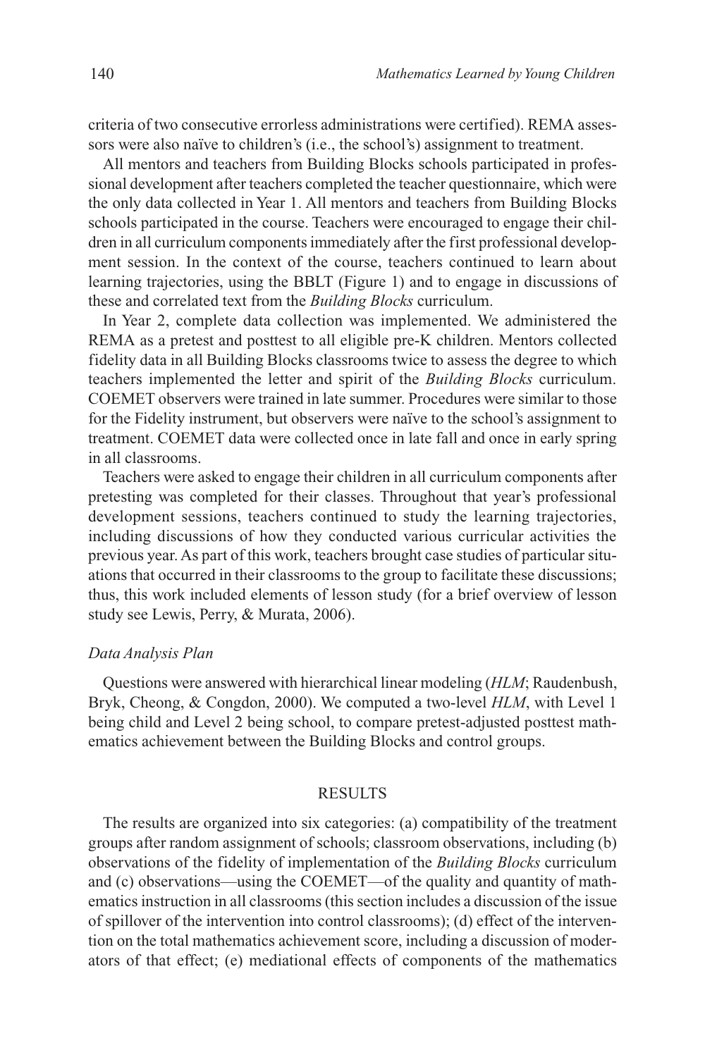criteria of two consecutive errorless administrations were certified). REMA assessors were also naïve to children's (i.e., the school's) assignment to treatment.

All mentors and teachers from Building Blocks schools participated in professional development after teachers completed the teacher questionnaire, which were the only data collected in Year 1. All mentors and teachers from Building Blocks schools participated in the course. Teachers were encouraged to engage their children in all curriculum components immediately after the first professional development session. In the context of the course, teachers continued to learn about learning trajectories, using the BBLT (Figure 1) and to engage in discussions of these and correlated text from the *Building Blocks* curriculum.

In Year 2, complete data collection was implemented. We administered the REMA as a pretest and posttest to all eligible pre-K children. Mentors collected fidelity data in all Building Blocks classrooms twice to assess the degree to which teachers implemented the letter and spirit of the *Building Blocks* curriculum. COEMET observers were trained in late summer. Procedures were similar to those for the Fidelity instrument, but observers were naïve to the school's assignment to treatment. COEMET data were collected once in late fall and once in early spring in all classrooms.

Teachers were asked to engage their children in all curriculum components after pretesting was completed for their classes. Throughout that year's professional development sessions, teachers continued to study the learning trajectories, including discussions of how they conducted various curricular activities the previous year. As part of this work, teachers brought case studies of particular situations that occurred in their classrooms to the group to facilitate these discussions; thus, this work included elements of lesson study (for a brief overview of lesson study see Lewis, Perry, & Murata, 2006).

### *Data Analysis Plan*

Questions were answered with hierarchical linear modeling (*HLM*; Raudenbush, Bryk, Cheong, & Congdon, 2000). We computed a two-level *HLM*, with Level 1 being child and Level 2 being school, to compare pretest-adjusted posttest mathematics achievement between the Building Blocks and control groups.

## RESULTS

The results are organized into six categories: (a) compatibility of the treatment groups after random assignment of schools; classroom observations, including (b) observations of the fidelity of implementation of the *Building Blocks* curriculum and (c) observations—using the COEMET—of the quality and quantity of mathematics instruction in all classrooms (this section includes a discussion of the issue of spillover of the intervention into control classrooms); (d) effect of the intervention on the total mathematics achievement score, including a discussion of moderators of that effect; (e) mediational effects of components of the mathematics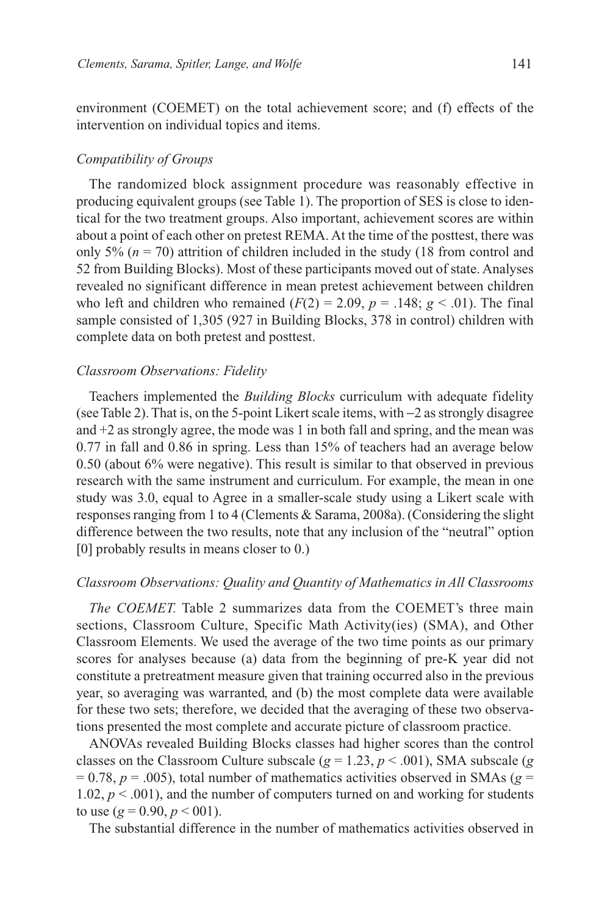environment (COEMET) on the total achievement score; and (f) effects of the intervention on individual topics and items.

### *Compatibility of Groups*

The randomized block assignment procedure was reasonably effective in producing equivalent groups (see Table 1). The proportion of SES is close to identical for the two treatment groups. Also important, achievement scores are within about a point of each other on pretest REMA. At the time of the posttest, there was only 5% ($n = 70$) attrition of children included in the study (18 from control and 52 from Building Blocks). Most of these participants moved out of state. Analyses revealed no significant difference in mean pretest achievement between children who left and children who remained ($F(2) = 2.09$, $p = .148$; $g < .01$). The final sample consisted of 1,305 (927 in Building Blocks, 378 in control) children with complete data on both pretest and posttest.

### *Classroom Observations: Fidelity*

Teachers implemented the *Building Blocks* curriculum with adequate fidelity (see Table 2). That is, on the 5-point Likert scale items, with −2 as strongly disagree and +2 as strongly agree, the mode was 1 in both fall and spring, and the mean was 0.77 in fall and 0.86 in spring. Less than 15% of teachers had an average below 0.50 (about 6% were negative). This result is similar to that observed in previous research with the same instrument and curriculum. For example, the mean in one study was 3.0, equal to Agree in a smaller-scale study using a Likert scale with responses ranging from 1 to 4 (Clements & Sarama, 2008a). (Considering the slight difference between the two results, note that any inclusion of the "neutral" option [0] probably results in means closer to 0.)

### *Classroom Observations: Quality and Quantity of Mathematics in All Classrooms*

*The COEMET.* Table 2 summarizes data from the COEMET's three main sections, Classroom Culture, Specific Math Activity(ies) (SMA), and Other Classroom Elements. We used the average of the two time points as our primary scores for analyses because (a) data from the beginning of pre-K year did not constitute a pretreatment measure given that training occurred also in the previous year, so averaging was warranted, and (b) the most complete data were available for these two sets; therefore, we decided that the averaging of these two observations presented the most complete and accurate picture of classroom practice.

ANOVAs revealed Building Blocks classes had higher scores than the control classes on the Classroom Culture subscale ($g = 1.23$, $p < .001$), SMA subscale ($g = 0.78$, $p = .005$), total number of mathematics activities observed in SMAs ($g = 1.02$, $p < .001$), and the number of computers turned on and working for students to use ($g = 0.90$, $p < 001$).

The substantial difference in the number of mathematics activities observed in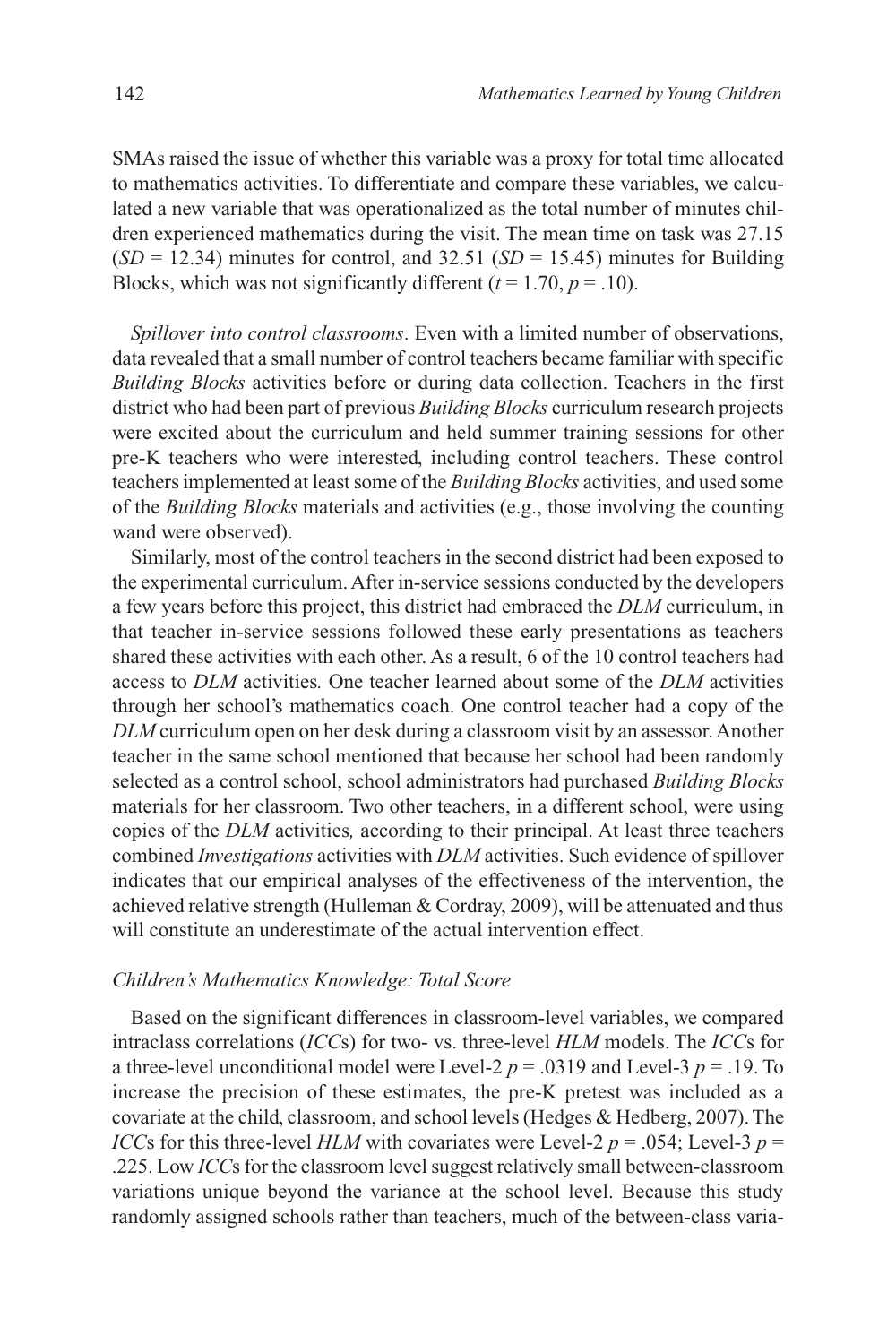SMAs raised the issue of whether this variable was a proxy for total time allocated to mathematics activities. To differentiate and compare these variables, we calculated a new variable that was operationalized as the total number of minutes children experienced mathematics during the visit. The mean time on task was 27.15 ($SD$ = 12.34) minutes for control, and 32.51 ($SD$ = 15.45) minutes for Building Blocks, which was not significantly different ($t$ = 1.70, $p$ = .10).

*Spillover into control classrooms*. Even with a limited number of observations, data revealed that a small number of control teachers became familiar with specific *Building Blocks* activities before or during data collection. Teachers in the first district who had been part of previous *Building Blocks* curriculum research projects were excited about the curriculum and held summer training sessions for other pre-K teachers who were interested, including control teachers. These control teachers implemented at least some of the *Building Blocks* activities, and used some of the *Building Blocks* materials and activities (e.g., those involving the counting wand were observed).

Similarly, most of the control teachers in the second district had been exposed to the experimental curriculum. After in-service sessions conducted by the developers a few years before this project, this district had embraced the *DLM* curriculum, in that teacher in-service sessions followed these early presentations as teachers shared these activities with each other. As a result, 6 of the 10 control teachers had access to *DLM* activities. One teacher learned about some of the *DLM* activities through her school's mathematics coach. One control teacher had a copy of the *DLM* curriculum open on her desk during a classroom visit by an assessor. Another teacher in the same school mentioned that because her school had been randomly selected as a control school, school administrators had purchased *Building Blocks* materials for her classroom. Two other teachers, in a different school, were using copies of the *DLM* activities, according to their principal. At least three teachers combined *Investigations* activities with *DLM* activities. Such evidence of spillover indicates that our empirical analyses of the effectiveness of the intervention, the achieved relative strength (Hulleman & Cordray, 2009), will be attenuated and thus will constitute an underestimate of the actual intervention effect.

*Children's Mathematics Knowledge: Total Score*

Based on the significant differences in classroom-level variables, we compared intraclass correlations (*ICC*s) for two- vs. three-level *HLM* models. The *ICC*s for a three-level unconditional model were Level-2 $p$ = .0319 and Level-3 $p$ = .19. To increase the precision of these estimates, the pre-K pretest was included as a covariate at the child, classroom, and school levels (Hedges & Hedberg, 2007). The *ICC*s for this three-level *HLM* with covariates were Level-2 $p$ = .054; Level-3 $p$ = .225. Low *ICC*s for the classroom level suggest relatively small between-classroom variations unique beyond the variance at the school level. Because this study randomly assigned schools rather than teachers, much of the between-class varia-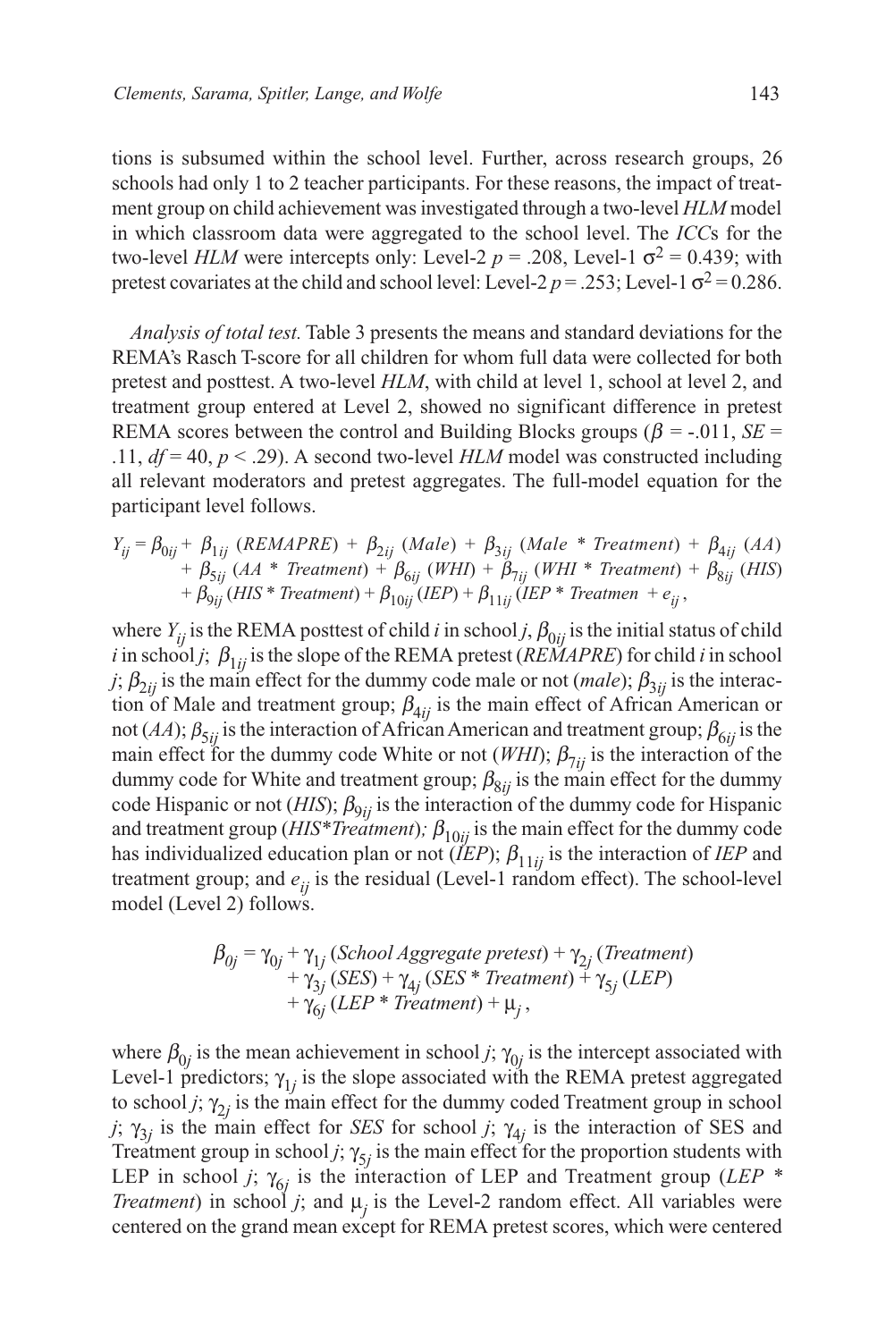tions is subsumed within the school level. Further, across research groups, 26 schools had only 1 to 2 teacher participants. For these reasons, the impact of treatment group on child achievement was investigated through a two-level *HLM* model in which classroom data were aggregated to the school level. The *ICC*s for the two-level *HLM* were intercepts only: Level-2 $p = .208$, Level-1 $\sigma^2 = 0.439$; with pretest covariates at the child and school level: Level-2 $p = .253$; Level-1 $\sigma^2 = 0.286$.

*Analysis of total test.* Table 3 presents the means and standard deviations for the REMA's Rasch T-score for all children for whom full data were collected for both pretest and posttest. A two-level *HLM*, with child at level 1, school at level 2, and treatment group entered at Level 2, showed no significant difference in pretest REMA scores between the control and Building Blocks groups ($\beta = -.011$, $SE = .11$, $df = 40$, $p < .29$). A second two-level *HLM* model was constructed including all relevant moderators and pretest aggregates. The full-model equation for the participant level follows.

$$Y_{ij} = \beta_{0ij} + \beta_{1ij}\,(REMAPRE) + \beta_{2ij}\,(Male) + \beta_{3ij}\,(Male * Treatment) + \beta_{4ij}\,(AA) + \beta_{5ij}\,(AA * Treatment) + \beta_{6ij}\,(WHI) + \beta_{7ij}\,(WHI * Treatment) + \beta_{8ij}\,(HIS) + \beta_{9ij}\,(HIS * Treatment) + \beta_{10ij}\,(IEP) + \beta_{11ij}\,(IEP * Treatmen + e_{ij},$$

where $Y_{ij}$ is the REMA posttest of child *i* in school *j*, $\beta_{0ij}$ is the initial status of child *i* in school *j*; $\beta_{1ij}$ is the slope of the REMA pretest (*REMAPRE*) for child *i* in school *j*; $\beta_{2ij}$ is the main effect for the dummy code male or not (*male*); $\beta_{3ij}$ is the interaction of Male and treatment group; $\beta_{4ij}$ is the main effect of African American or not (*AA*); $\beta_{5ij}$ is the interaction of African American and treatment group; $\beta_{6ij}$ is the main effect for the dummy code White or not (*WHI*); $\beta_{7ij}$ is the interaction of the dummy code for White and treatment group; $\beta_{8ij}$ is the main effect for the dummy code Hispanic or not (*HIS*); $\beta_{9ij}$ is the interaction of the dummy code for Hispanic and treatment group (*HIS\*Treatment*)*;* $\beta_{10ij}$ is the main effect for the dummy code has individualized education plan or not (*IEP*); $\beta_{11ij}$ is the interaction of *IEP* and treatment group; and $e_{ij}$ is the residual (Level-1 random effect). The school-level model (Level 2) follows.

$$\beta_{0j} = \gamma_{0j} + \gamma_{1j}\,(School\ Aggregate\ pretest) + \gamma_{2j}\,(Treatment) + \gamma_{3j}\,(SES) + \gamma_{4j}\,(SES * Treatment) + \gamma_{5j}\,(LEP) + \gamma_{6j}\,(LEP * Treatment) + \mu_j,$$

where $\beta_{0j}$ is the mean achievement in school *j*; $\gamma_{0j}$ is the intercept associated with Level-1 predictors; $\gamma_{1j}$ is the slope associated with the REMA pretest aggregated to school *j*; $\gamma_{2j}$ is the main effect for the dummy coded Treatment group in school *j*; $\gamma_{3j}$ is the main effect for *SES* for school *j*; $\gamma_{4j}$ is the interaction of SES and Treatment group in school *j*; $\gamma_{5j}$ is the main effect for the proportion students with LEP in school *j*; $\gamma_{6j}$ is the interaction of LEP and Treatment group (*LEP \* Treatment*) in school *j*; and $\mu_j$ is the Level-2 random effect. All variables were centered on the grand mean except for REMA pretest scores, which were centered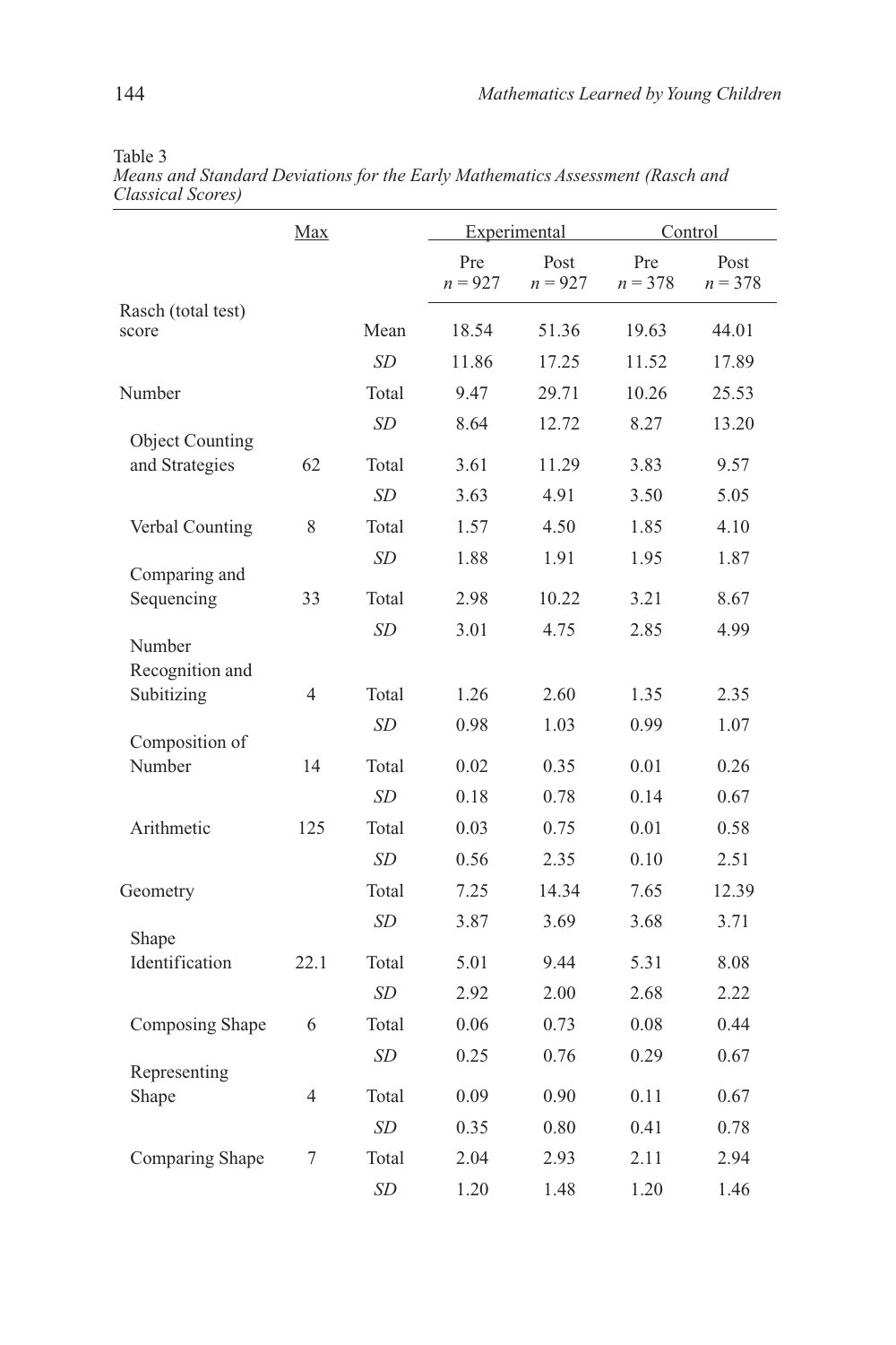Table 3
*Means and Standard Deviations for the Early Mathematics Assessment (Rasch and Classical Scores)*

| | Max | | Experimental | | Control | |
|---|---|---|---|---|---|---|
| | | | Pre $n = 927$ | Post $n = 927$ | Pre $n = 378$ | Post $n = 378$ |
| Rasch (total test) score | | Mean | 18.54 | 51.36 | 19.63 | 44.01 |
| | | *SD* | 11.86 | 17.25 | 11.52 | 17.89 |
| Number | | Total | 9.47 | 29.71 | 10.26 | 25.53 |
| | | *SD* | 8.64 | 12.72 | 8.27 | 13.20 |
| Object Counting and Strategies | 62 | Total | 3.61 | 11.29 | 3.83 | 9.57 |
| | | *SD* | 3.63 | 4.91 | 3.50 | 5.05 |
| Verbal Counting | 8 | Total | 1.57 | 4.50 | 1.85 | 4.10 |
| | | *SD* | 1.88 | 1.91 | 1.95 | 1.87 |
| Comparing and Sequencing | 33 | Total | 2.98 | 10.22 | 3.21 | 8.67 |
| | | *SD* | 3.01 | 4.75 | 2.85 | 4.99 |
| Number Recognition and Subitizing | 4 | Total | 1.26 | 2.60 | 1.35 | 2.35 |
| | | *SD* | 0.98 | 1.03 | 0.99 | 1.07 |
| Composition of Number | 14 | Total | 0.02 | 0.35 | 0.01 | 0.26 |
| | | *SD* | 0.18 | 0.78 | 0.14 | 0.67 |
| Arithmetic | 125 | Total | 0.03 | 0.75 | 0.01 | 0.58 |
| | | *SD* | 0.56 | 2.35 | 0.10 | 2.51 |
| Geometry | | Total | 7.25 | 14.34 | 7.65 | 12.39 |
| | | *SD* | 3.87 | 3.69 | 3.68 | 3.71 |
| Shape Identification | 22.1 | Total | 5.01 | 9.44 | 5.31 | 8.08 |
| | | *SD* | 2.92 | 2.00 | 2.68 | 2.22 |
| Composing Shape | 6 | Total | 0.06 | 0.73 | 0.08 | 0.44 |
| | | *SD* | 0.25 | 0.76 | 0.29 | 0.67 |
| Representing Shape | 4 | Total | 0.09 | 0.90 | 0.11 | 0.67 |
| | | *SD* | 0.35 | 0.80 | 0.41 | 0.78 |
| Comparing Shape | 7 | Total | 2.04 | 2.93 | 2.11 | 2.94 |
| | | *SD* | 1.20 | 1.48 | 1.20 | 1.46 |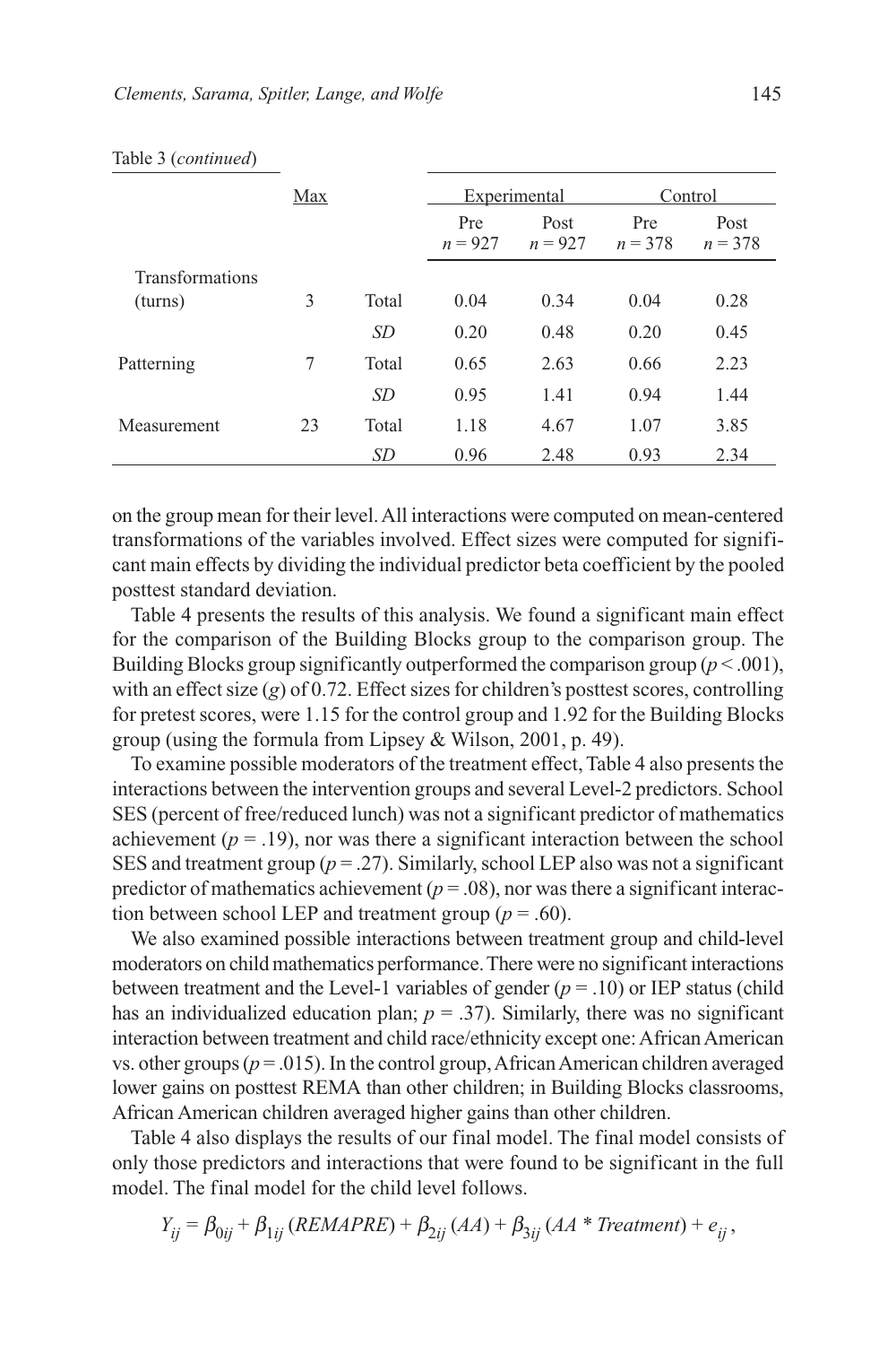Table 3 (*continued*)

| | Max | | Experimental | | Control | |
|---|---|---|---|---|---|---|
| | | | Pre $n = 927$ | Post $n = 927$ | Pre $n = 378$ | Post $n = 378$ |
| Transformations (turns) | 3 | Total | 0.04 | 0.34 | 0.04 | 0.28 |
| | | *SD* | 0.20 | 0.48 | 0.20 | 0.45 |
| Patterning | 7 | Total | 0.65 | 2.63 | 0.66 | 2.23 |
| | | *SD* | 0.95 | 1.41 | 0.94 | 1.44 |
| Measurement | 23 | Total | 1.18 | 4.67 | 1.07 | 3.85 |
| | | *SD* | 0.96 | 2.48 | 0.93 | 2.34 |

on the group mean for their level. All interactions were computed on mean-centered transformations of the variables involved. Effect sizes were computed for significant main effects by dividing the individual predictor beta coefficient by the pooled posttest standard deviation.

Table 4 presents the results of this analysis. We found a significant main effect for the comparison of the Building Blocks group to the comparison group. The Building Blocks group significantly outperformed the comparison group ($p < .001$), with an effect size ($g$) of 0.72. Effect sizes for children's posttest scores, controlling for pretest scores, were 1.15 for the control group and 1.92 for the Building Blocks group (using the formula from Lipsey & Wilson, 2001, p. 49).

To examine possible moderators of the treatment effect, Table 4 also presents the interactions between the intervention groups and several Level-2 predictors. School SES (percent of free/reduced lunch) was not a significant predictor of mathematics achievement ($p = .19$), nor was there a significant interaction between the school SES and treatment group ($p = .27$). Similarly, school LEP also was not a significant predictor of mathematics achievement ($p = .08$), nor was there a significant interaction between school LEP and treatment group ($p = .60$).

We also examined possible interactions between treatment group and child-level moderators on child mathematics performance. There were no significant interactions between treatment and the Level-1 variables of gender ($p = .10$) or IEP status (child has an individualized education plan; $p = .37$). Similarly, there was no significant interaction between treatment and child race/ethnicity except one: African American vs. other groups ($p = .015$). In the control group, African American children averaged lower gains on posttest REMA than other children; in Building Blocks classrooms, African American children averaged higher gains than other children.

Table 4 also displays the results of our final model. The final model consists of only those predictors and interactions that were found to be significant in the full model. The final model for the child level follows.

$$Y_{ij} = \beta_{0ij} + \beta_{1ij}(REMAPRE) + \beta_{2ij}(AA) + \beta_{3ij}(AA * Treatment) + e_{ij},$$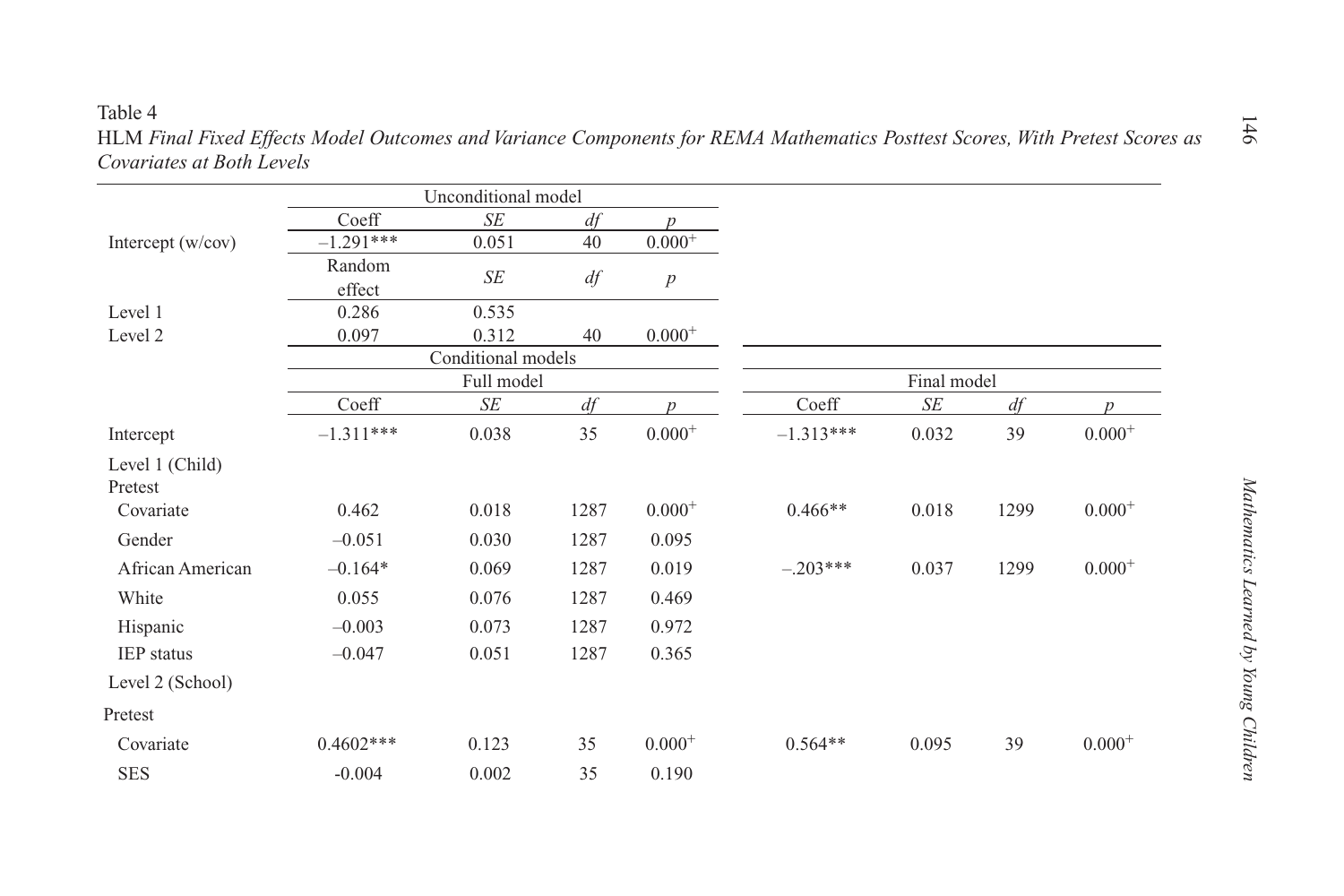Table 4

HLM *Final Fixed Effects Model Outcomes and Variance Components for REMA Mathematics Posttest Scores, With Pretest Scores as Covariates at Both Levels*

| | Unconditional model | | | | | | | |
|---|---|---|---|---|---|---|---|---|
| | Coeff | *SE* | *df* | *p* | | | | |
| Intercept (w/cov) | –1.291*** | 0.051 | 40 | $0.000^{+}$ | | | | |
| | Random effect | *SE* | *df* | *p* | | | | |
| Level 1 | 0.286 | 0.535 | | | | | | |
| Level 2 | 0.097 | 0.312 | 40 | $0.000^{+}$ | | | | |
| | Conditional models | | | | | | | |
| | Full model | | | | Final model | | | |
| | Coeff | *SE* | *df* | *p* | Coeff | *SE* | *df* | *p* |
| Intercept | –1.311*** | 0.038 | 35 | $0.000^{+}$ | –1.313*** | 0.032 | 39 | $0.000^{+}$ |
| Level 1 (Child) | | | | | | | | |
| Pretest | | | | | | | | |
| Covariate | 0.462 | 0.018 | 1287 | $0.000^{+}$ | 0.466** | 0.018 | 1299 | $0.000^{+}$ |
| Gender | –0.051 | 0.030 | 1287 | 0.095 | | | | |
| African American | –0.164* | 0.069 | 1287 | 0.019 | –.203*** | 0.037 | 1299 | $0.000^{+}$ |
| White | 0.055 | 0.076 | 1287 | 0.469 | | | | |
| Hispanic | –0.003 | 0.073 | 1287 | 0.972 | | | | |
| IEP status | –0.047 | 0.051 | 1287 | 0.365 | | | | |
| Level 2 (School) | | | | | | | | |
| Pretest | | | | | | | | |
| Covariate | 0.4602*** | 0.123 | 35 | $0.000^{+}$ | 0.564** | 0.095 | 39 | $0.000^{+}$ |
| SES | -0.004 | 0.002 | 35 | 0.190 | | | | |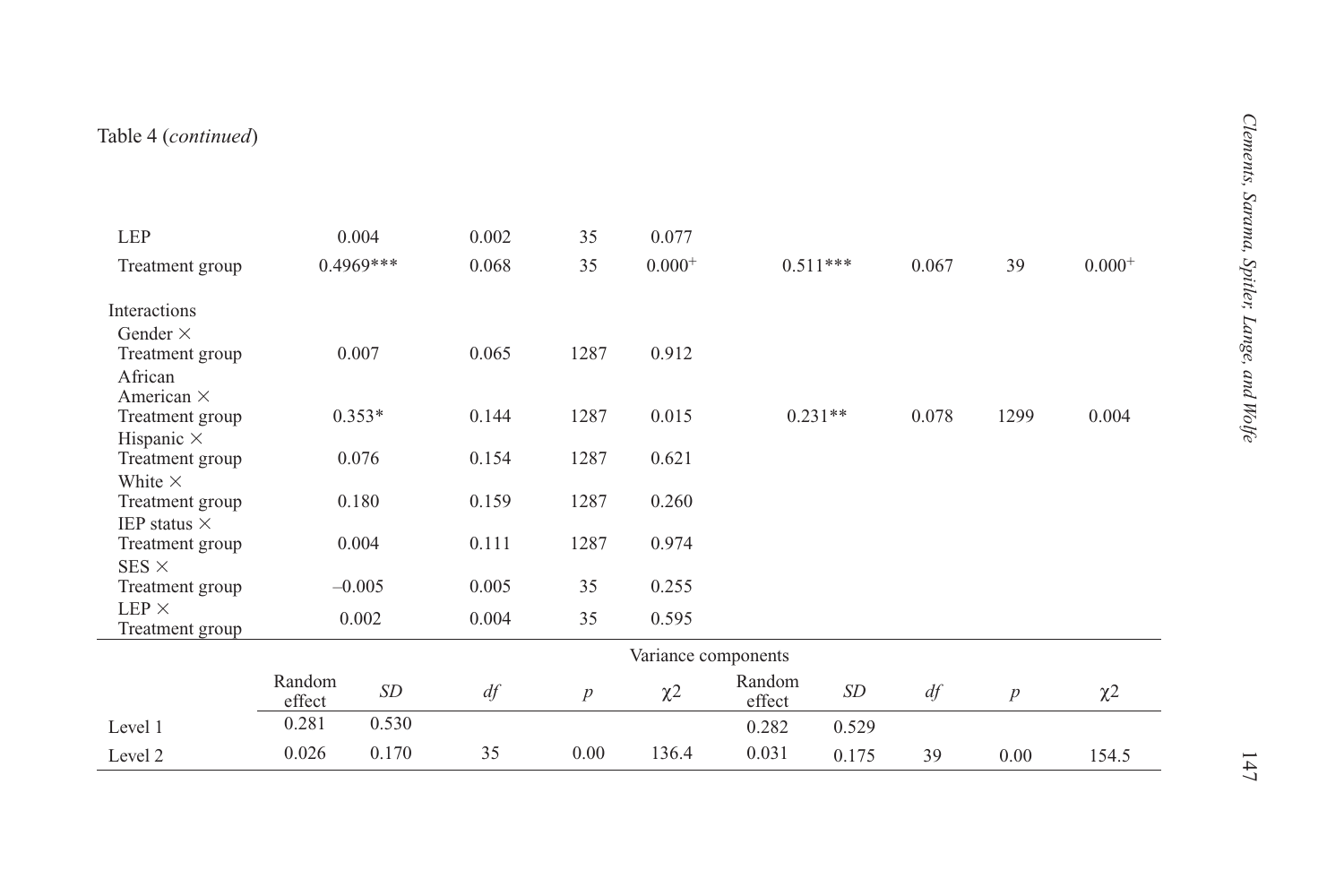Table 4 (*continued*)

| | | | | | | | | | |
|---|---|---|---|---|---|---|---|---|---|
| LEP | 0.004 | | 0.002 | 35 | 0.077 | | | | |
| Treatment group | 0.4969*** | | 0.068 | 35 | $0.000^{+}$ | 0.511*** | 0.067 | 39 | $0.000^{+}$ |
| Interactions | | | | | | | | | |
| Gender × Treatment group | 0.007 | | 0.065 | 1287 | 0.912 | | | | |
| African American × Treatment group | 0.353* | | 0.144 | 1287 | 0.015 | 0.231** | 0.078 | 1299 | 0.004 |
| Hispanic × Treatment group | 0.076 | | 0.154 | 1287 | 0.621 | | | | |
| White × Treatment group | 0.180 | | 0.159 | 1287 | 0.260 | | | | |
| IEP status × Treatment group | 0.004 | | 0.111 | 1287 | 0.974 | | | | |
| SES × Treatment group | –0.005 | | 0.005 | 35 | 0.255 | | | | |
| LEP × Treatment group | 0.002 | | 0.004 | 35 | 0.595 | | | | |
| | Variance components | | | | | | | | |
| | Random effect | *SD* | *df* | *p* | $\chi 2$ | Random effect | *SD* | *df* | *p* | $\chi 2$ |
| Level 1 | 0.281 | 0.530 | | | | 0.282 | 0.529 | | | |
| Level 2 | 0.026 | 0.170 | 35 | 0.00 | 136.4 | 0.031 | 0.175 | 39 | 0.00 | 154.5 |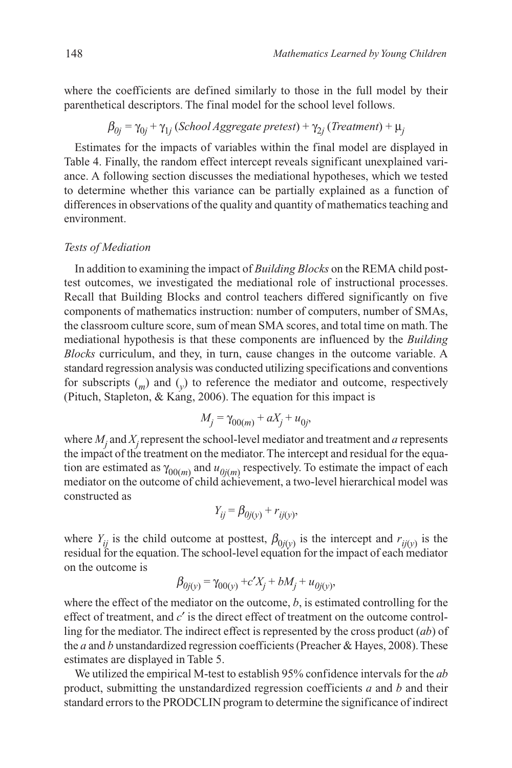where the coefficients are defined similarly to those in the full model by their parenthetical descriptors. The final model for the school level follows.

$$\beta_{0j} = \gamma_{0j} + \gamma_{1j}\,(\textit{School Aggregate pretest}) + \gamma_{2j}\,(\textit{Treatment}) + \mu_j$$

Estimates for the impacts of variables within the final model are displayed in Table 4. Finally, the random effect intercept reveals significant unexplained variance. A following section discusses the mediational hypotheses, which we tested to determine whether this variance can be partially explained as a function of differences in observations of the quality and quantity of mathematics teaching and environment.

### *Tests of Mediation*

In addition to examining the impact of *Building Blocks* on the REMA child posttest outcomes, we investigated the mediational role of instructional processes. Recall that Building Blocks and control teachers differed significantly on five components of mathematics instruction: number of computers, number of SMAs, the classroom culture score, sum of mean SMA scores, and total time on math. The mediational hypothesis is that these components are influenced by the *Building Blocks* curriculum, and they, in turn, cause changes in the outcome variable. A standard regression analysis was conducted utilizing specifications and conventions for subscripts ($_m$) and ($_y$) to reference the mediator and outcome, respectively (Pituch, Stapleton, & Kang, 2006). The equation for this impact is

$$M_j = \gamma_{00(m)} + aX_j + u_{0j},$$

where $M_j$ and $X_j$ represent the school-level mediator and treatment and $a$ represents the impact of the treatment on the mediator. The intercept and residual for the equation are estimated as $\gamma_{00(m)}$ and $u_{0j(m)}$ respectively. To estimate the impact of each mediator on the outcome of child achievement, a two-level hierarchical model was constructed as

$$Y_{ij} = \beta_{0j(y)} + r_{ij(y)},$$

where $Y_{ij}$ is the child outcome at posttest, $\beta_{0j(y)}$ is the intercept and $r_{ij(y)}$ is the residual for the equation. The school-level equation for the impact of each mediator on the outcome is

$$\beta_{0j(y)} = \gamma_{00(y)} + c'X_j + bM_j + u_{0j(y)},$$

where the effect of the mediator on the outcome, $b$, is estimated controlling for the effect of treatment, and $c'$ is the direct effect of treatment on the outcome controlling for the mediator. The indirect effect is represented by the cross product ($ab$) of the $a$ and $b$ unstandardized regression coefficients (Preacher & Hayes, 2008). These estimates are displayed in Table 5.

We utilized the empirical M-test to establish 95% confidence intervals for the $ab$ product, submitting the unstandardized regression coefficients $a$ and $b$ and their standard errors to the PRODCLIN program to determine the significance of indirect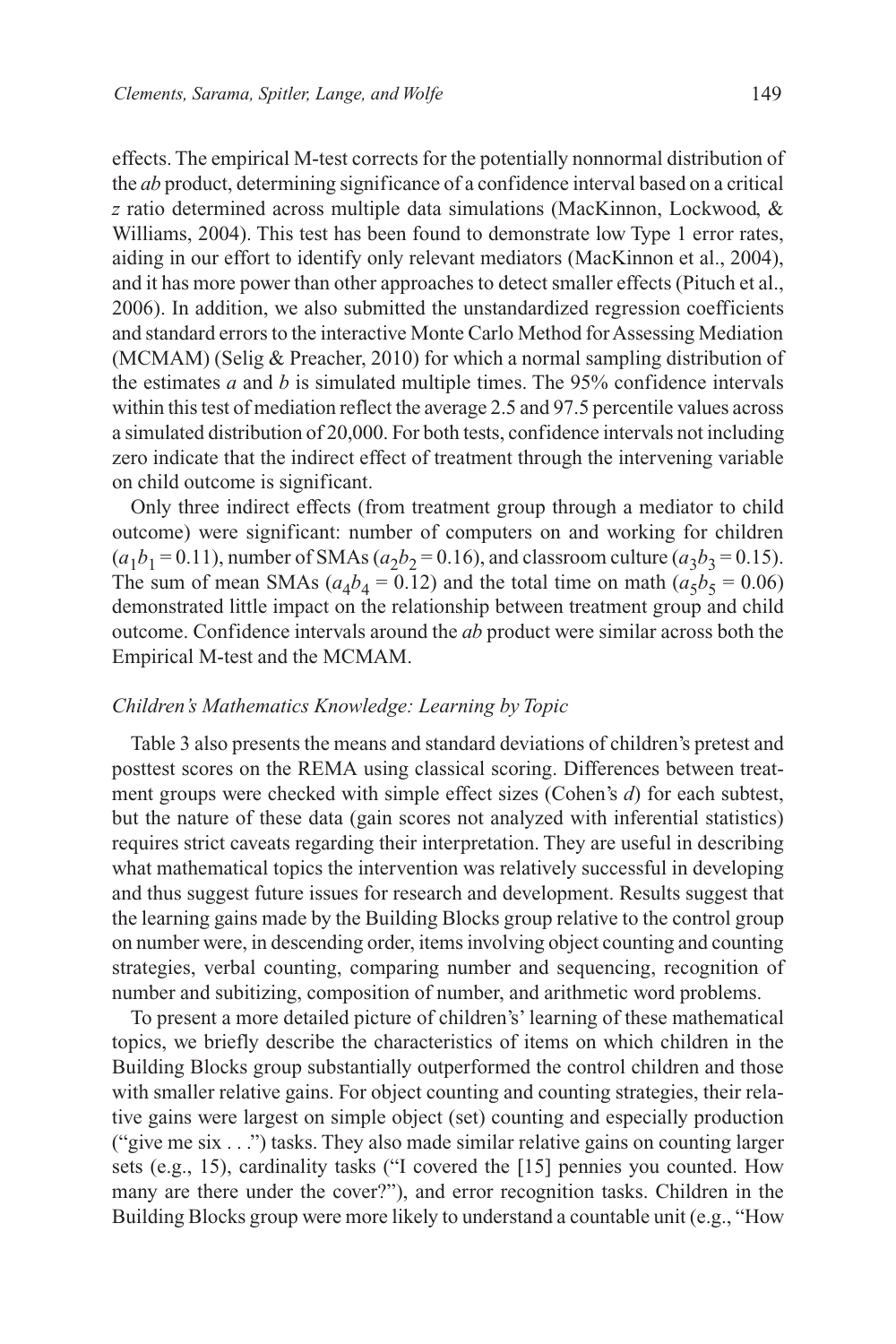effects. The empirical M-test corrects for the potentially nonnormal distribution of the *ab* product, determining significance of a confidence interval based on a critical *z* ratio determined across multiple data simulations (MacKinnon, Lockwood, & Williams, 2004). This test has been found to demonstrate low Type 1 error rates, aiding in our effort to identify only relevant mediators (MacKinnon et al., 2004), and it has more power than other approaches to detect smaller effects (Pituch et al., 2006). In addition, we also submitted the unstandardized regression coefficients and standard errors to the interactive Monte Carlo Method for Assessing Mediation (MCMAM) (Selig & Preacher, 2010) for which a normal sampling distribution of the estimates *a* and *b* is simulated multiple times. The 95% confidence intervals within this test of mediation reflect the average 2.5 and 97.5 percentile values across a simulated distribution of 20,000. For both tests, confidence intervals not including zero indicate that the indirect effect of treatment through the intervening variable on child outcome is significant.

Only three indirect effects (from treatment group through a mediator to child outcome) were significant: number of computers on and working for children ($a_1b_1 = 0.11$), number of SMAs ($a_2b_2 = 0.16$), and classroom culture ($a_3b_3 = 0.15$). The sum of mean SMAs ($a_4b_4 = 0.12$) and the total time on math ($a_5b_5 = 0.06$) demonstrated little impact on the relationship between treatment group and child outcome. Confidence intervals around the *ab* product were similar across both the Empirical M-test and the MCMAM.

### *Children's Mathematics Knowledge: Learning by Topic*

Table 3 also presents the means and standard deviations of children's pretest and posttest scores on the REMA using classical scoring. Differences between treatment groups were checked with simple effect sizes (Cohen's *d*) for each subtest, but the nature of these data (gain scores not analyzed with inferential statistics) requires strict caveats regarding their interpretation. They are useful in describing what mathematical topics the intervention was relatively successful in developing and thus suggest future issues for research and development. Results suggest that the learning gains made by the Building Blocks group relative to the control group on number were, in descending order, items involving object counting and counting strategies, verbal counting, comparing number and sequencing, recognition of number and subitizing, composition of number, and arithmetic word problems.

To present a more detailed picture of children's' learning of these mathematical topics, we briefly describe the characteristics of items on which children in the Building Blocks group substantially outperformed the control children and those with smaller relative gains. For object counting and counting strategies, their relative gains were largest on simple object (set) counting and especially production ("give me six . . .") tasks. They also made similar relative gains on counting larger sets (e.g., 15), cardinality tasks ("I covered the [15] pennies you counted. How many are there under the cover?"), and error recognition tasks. Children in the Building Blocks group were more likely to understand a countable unit (e.g., "How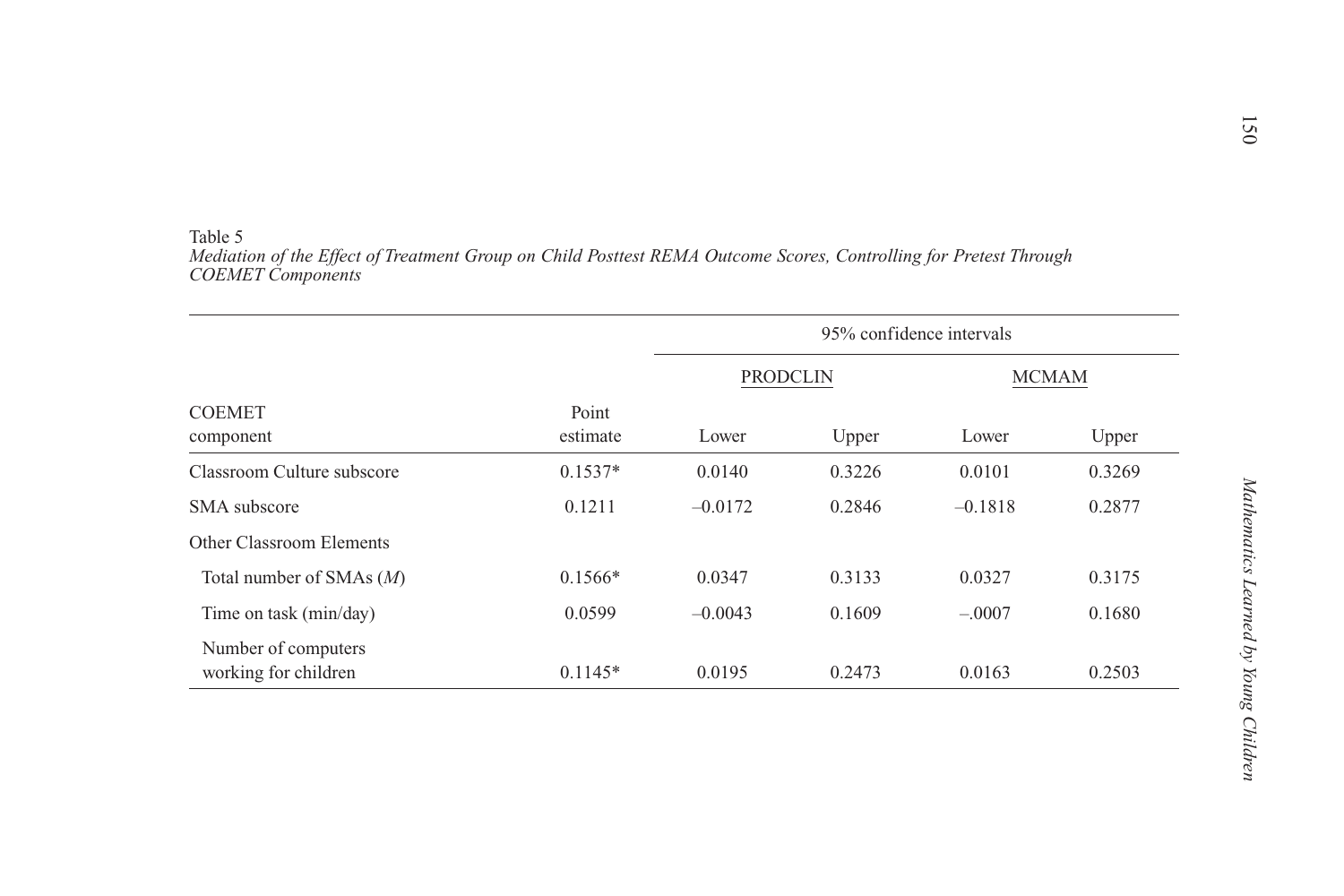Table 5
*Mediation of the Effect of Treatment Group on Child Posttest REMA Outcome Scores, Controlling for Pretest Through COEMET Components*

| COEMET component | Point estimate | 95% confidence intervals | | | |
|---|---|---|---|---|---|
| | | PRODCLIN | | MCMAM | |
| | | Lower | Upper | Lower | Upper |
| Classroom Culture subscore | 0.1537* | 0.0140 | 0.3226 | 0.0101 | 0.3269 |
| SMA subscore | 0.1211 | –0.0172 | 0.2846 | –0.1818 | 0.2877 |
| Other Classroom Elements | | | | | |
| Total number of SMAs (*M*) | 0.1566* | 0.0347 | 0.3133 | 0.0327 | 0.3175 |
| Time on task (min/day) | 0.0599 | –0.0043 | 0.1609 | –.0007 | 0.1680 |
| Number of computers working for children | 0.1145* | 0.0195 | 0.2473 | 0.0163 | 0.2503 |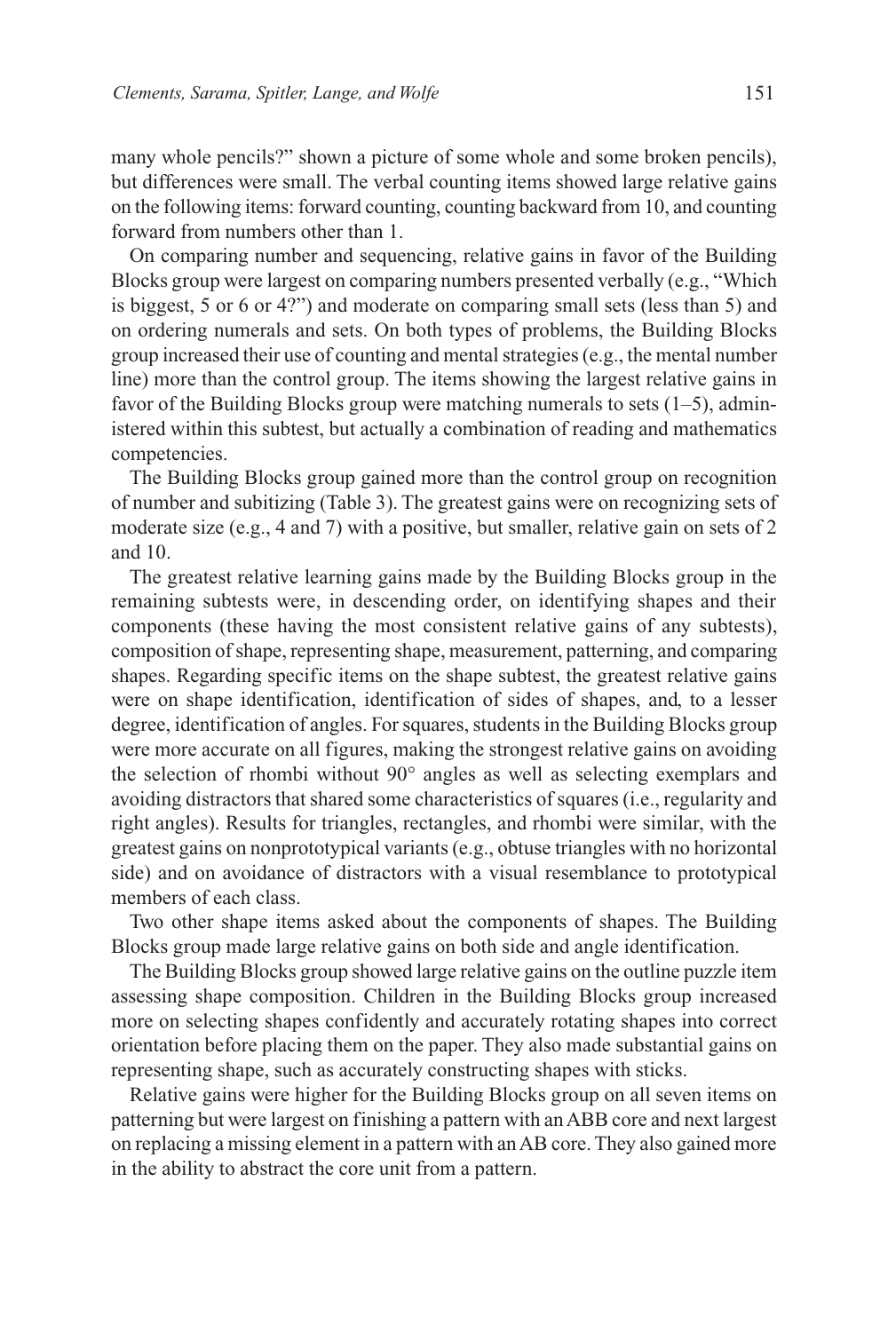many whole pencils?" shown a picture of some whole and some broken pencils), but differences were small. The verbal counting items showed large relative gains on the following items: forward counting, counting backward from 10, and counting forward from numbers other than 1.

On comparing number and sequencing, relative gains in favor of the Building Blocks group were largest on comparing numbers presented verbally (e.g., "Which is biggest, 5 or 6 or 4?") and moderate on comparing small sets (less than 5) and on ordering numerals and sets. On both types of problems, the Building Blocks group increased their use of counting and mental strategies (e.g., the mental number line) more than the control group. The items showing the largest relative gains in favor of the Building Blocks group were matching numerals to sets (1–5), administered within this subtest, but actually a combination of reading and mathematics competencies.

The Building Blocks group gained more than the control group on recognition of number and subitizing (Table 3). The greatest gains were on recognizing sets of moderate size (e.g., 4 and 7) with a positive, but smaller, relative gain on sets of 2 and 10.

The greatest relative learning gains made by the Building Blocks group in the remaining subtests were, in descending order, on identifying shapes and their components (these having the most consistent relative gains of any subtests), composition of shape, representing shape, measurement, patterning, and comparing shapes. Regarding specific items on the shape subtest, the greatest relative gains were on shape identification, identification of sides of shapes, and, to a lesser degree, identification of angles. For squares, students in the Building Blocks group were more accurate on all figures, making the strongest relative gains on avoiding the selection of rhombi without 90° angles as well as selecting exemplars and avoiding distractors that shared some characteristics of squares (i.e., regularity and right angles). Results for triangles, rectangles, and rhombi were similar, with the greatest gains on nonprototypical variants (e.g., obtuse triangles with no horizontal side) and on avoidance of distractors with a visual resemblance to prototypical members of each class.

Two other shape items asked about the components of shapes. The Building Blocks group made large relative gains on both side and angle identification.

The Building Blocks group showed large relative gains on the outline puzzle item assessing shape composition. Children in the Building Blocks group increased more on selecting shapes confidently and accurately rotating shapes into correct orientation before placing them on the paper. They also made substantial gains on representing shape, such as accurately constructing shapes with sticks.

Relative gains were higher for the Building Blocks group on all seven items on patterning but were largest on finishing a pattern with an ABB core and next largest on replacing a missing element in a pattern with an AB core. They also gained more in the ability to abstract the core unit from a pattern.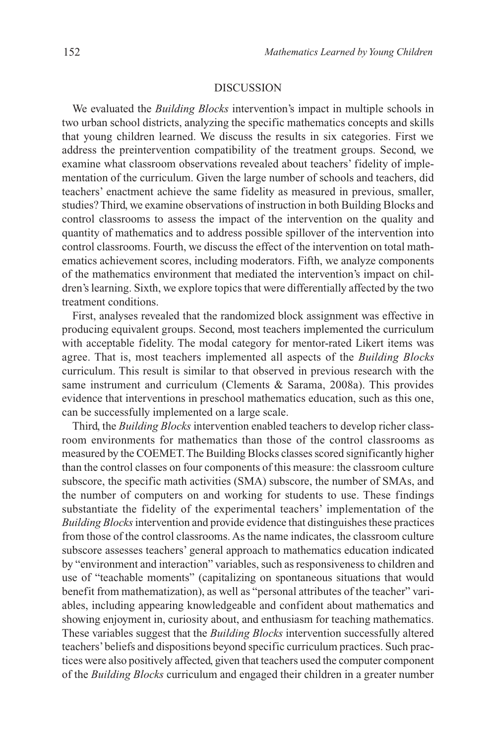## DISCUSSION

We evaluated the *Building Blocks* intervention's impact in multiple schools in two urban school districts, analyzing the specific mathematics concepts and skills that young children learned. We discuss the results in six categories. First we address the preintervention compatibility of the treatment groups. Second, we examine what classroom observations revealed about teachers' fidelity of implementation of the curriculum. Given the large number of schools and teachers, did teachers' enactment achieve the same fidelity as measured in previous, smaller, studies? Third, we examine observations of instruction in both Building Blocks and control classrooms to assess the impact of the intervention on the quality and quantity of mathematics and to address possible spillover of the intervention into control classrooms. Fourth, we discuss the effect of the intervention on total mathematics achievement scores, including moderators. Fifth, we analyze components of the mathematics environment that mediated the intervention's impact on children's learning. Sixth, we explore topics that were differentially affected by the two treatment conditions.

First, analyses revealed that the randomized block assignment was effective in producing equivalent groups. Second, most teachers implemented the curriculum with acceptable fidelity. The modal category for mentor-rated Likert items was agree. That is, most teachers implemented all aspects of the *Building Blocks* curriculum. This result is similar to that observed in previous research with the same instrument and curriculum (Clements & Sarama, 2008a). This provides evidence that interventions in preschool mathematics education, such as this one, can be successfully implemented on a large scale.

Third, the *Building Blocks* intervention enabled teachers to develop richer classroom environments for mathematics than those of the control classrooms as measured by the COEMET. The Building Blocks classes scored significantly higher than the control classes on four components of this measure: the classroom culture subscore, the specific math activities (SMA) subscore, the number of SMAs, and the number of computers on and working for students to use. These findings substantiate the fidelity of the experimental teachers' implementation of the *Building Blocks* intervention and provide evidence that distinguishes these practices from those of the control classrooms. As the name indicates, the classroom culture subscore assesses teachers' general approach to mathematics education indicated by "environment and interaction" variables, such as responsiveness to children and use of "teachable moments" (capitalizing on spontaneous situations that would benefit from mathematization), as well as "personal attributes of the teacher" variables, including appearing knowledgeable and confident about mathematics and showing enjoyment in, curiosity about, and enthusiasm for teaching mathematics. These variables suggest that the *Building Blocks* intervention successfully altered teachers' beliefs and dispositions beyond specific curriculum practices. Such practices were also positively affected, given that teachers used the computer component of the *Building Blocks* curriculum and engaged their children in a greater number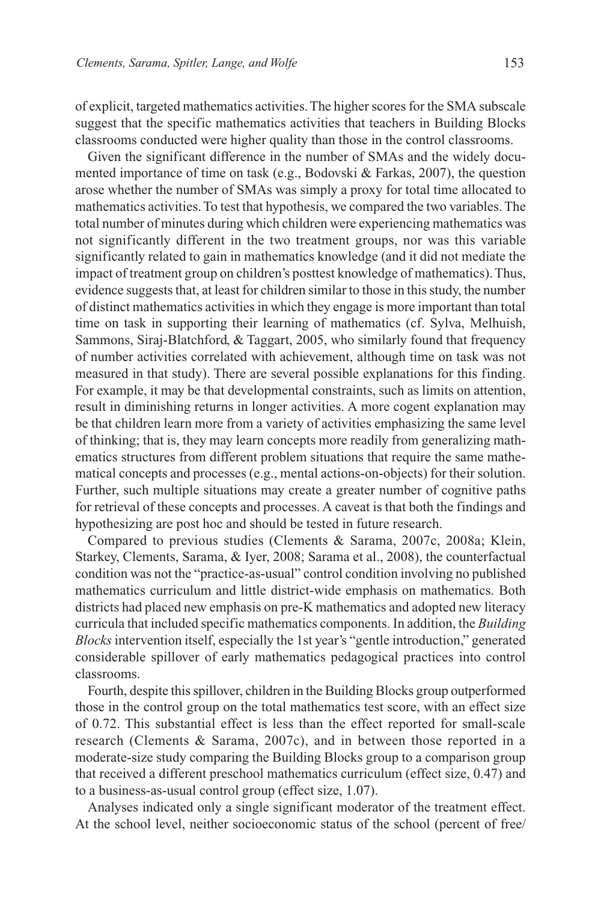of explicit, targeted mathematics activities. The higher scores for the SMA subscale suggest that the specific mathematics activities that teachers in Building Blocks classrooms conducted were higher quality than those in the control classrooms.

Given the significant difference in the number of SMAs and the widely documented importance of time on task (e.g., Bodovski & Farkas, 2007), the question arose whether the number of SMAs was simply a proxy for total time allocated to mathematics activities. To test that hypothesis, we compared the two variables. The total number of minutes during which children were experiencing mathematics was not significantly different in the two treatment groups, nor was this variable significantly related to gain in mathematics knowledge (and it did not mediate the impact of treatment group on children's posttest knowledge of mathematics). Thus, evidence suggests that, at least for children similar to those in this study, the number of distinct mathematics activities in which they engage is more important than total time on task in supporting their learning of mathematics (cf. Sylva, Melhuish, Sammons, Siraj-Blatchford, & Taggart, 2005, who similarly found that frequency of number activities correlated with achievement, although time on task was not measured in that study). There are several possible explanations for this finding. For example, it may be that developmental constraints, such as limits on attention, result in diminishing returns in longer activities. A more cogent explanation may be that children learn more from a variety of activities emphasizing the same level of thinking; that is, they may learn concepts more readily from generalizing mathematics structures from different problem situations that require the same mathematical concepts and processes (e.g., mental actions-on-objects) for their solution. Further, such multiple situations may create a greater number of cognitive paths for retrieval of these concepts and processes. A caveat is that both the findings and hypothesizing are post hoc and should be tested in future research.

Compared to previous studies (Clements & Sarama, 2007c, 2008a; Klein, Starkey, Clements, Sarama, & Iyer, 2008; Sarama et al., 2008), the counterfactual condition was not the "practice-as-usual" control condition involving no published mathematics curriculum and little district-wide emphasis on mathematics. Both districts had placed new emphasis on pre-K mathematics and adopted new literacy curricula that included specific mathematics components. In addition, the *Building Blocks* intervention itself, especially the 1st year's "gentle introduction," generated considerable spillover of early mathematics pedagogical practices into control classrooms.

Fourth, despite this spillover, children in the Building Blocks group outperformed those in the control group on the total mathematics test score, with an effect size of 0.72. This substantial effect is less than the effect reported for small-scale research (Clements & Sarama, 2007c), and in between those reported in a moderate-size study comparing the Building Blocks group to a comparison group that received a different preschool mathematics curriculum (effect size, 0.47) and to a business-as-usual control group (effect size, 1.07).

Analyses indicated only a single significant moderator of the treatment effect. At the school level, neither socioeconomic status of the school (percent of free/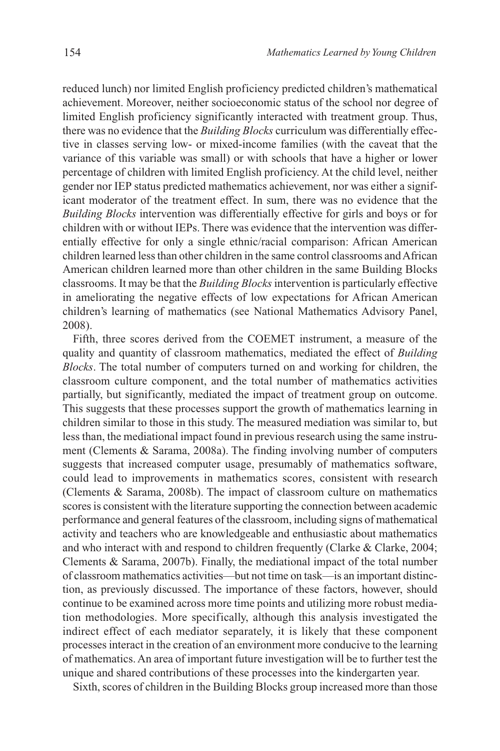reduced lunch) nor limited English proficiency predicted children's mathematical achievement. Moreover, neither socioeconomic status of the school nor degree of limited English proficiency significantly interacted with treatment group. Thus, there was no evidence that the *Building Blocks* curriculum was differentially effective in classes serving low- or mixed-income families (with the caveat that the variance of this variable was small) or with schools that have a higher or lower percentage of children with limited English proficiency. At the child level, neither gender nor IEP status predicted mathematics achievement, nor was either a significant moderator of the treatment effect. In sum, there was no evidence that the *Building Blocks* intervention was differentially effective for girls and boys or for children with or without IEPs. There was evidence that the intervention was differentially effective for only a single ethnic/racial comparison: African American children learned less than other children in the same control classrooms and African American children learned more than other children in the same Building Blocks classrooms. It may be that the *Building Blocks* intervention is particularly effective in ameliorating the negative effects of low expectations for African American children's learning of mathematics (see National Mathematics Advisory Panel, 2008).

Fifth, three scores derived from the COEMET instrument, a measure of the quality and quantity of classroom mathematics, mediated the effect of *Building Blocks*. The total number of computers turned on and working for children, the classroom culture component, and the total number of mathematics activities partially, but significantly, mediated the impact of treatment group on outcome. This suggests that these processes support the growth of mathematics learning in children similar to those in this study. The measured mediation was similar to, but less than, the mediational impact found in previous research using the same instrument (Clements & Sarama, 2008a). The finding involving number of computers suggests that increased computer usage, presumably of mathematics software, could lead to improvements in mathematics scores, consistent with research (Clements & Sarama, 2008b). The impact of classroom culture on mathematics scores is consistent with the literature supporting the connection between academic performance and general features of the classroom, including signs of mathematical activity and teachers who are knowledgeable and enthusiastic about mathematics and who interact with and respond to children frequently (Clarke & Clarke, 2004; Clements & Sarama, 2007b). Finally, the mediational impact of the total number of classroom mathematics activities—but not time on task—is an important distinction, as previously discussed. The importance of these factors, however, should continue to be examined across more time points and utilizing more robust mediation methodologies. More specifically, although this analysis investigated the indirect effect of each mediator separately, it is likely that these component processes interact in the creation of an environment more conducive to the learning of mathematics. An area of important future investigation will be to further test the unique and shared contributions of these processes into the kindergarten year.

Sixth, scores of children in the Building Blocks group increased more than those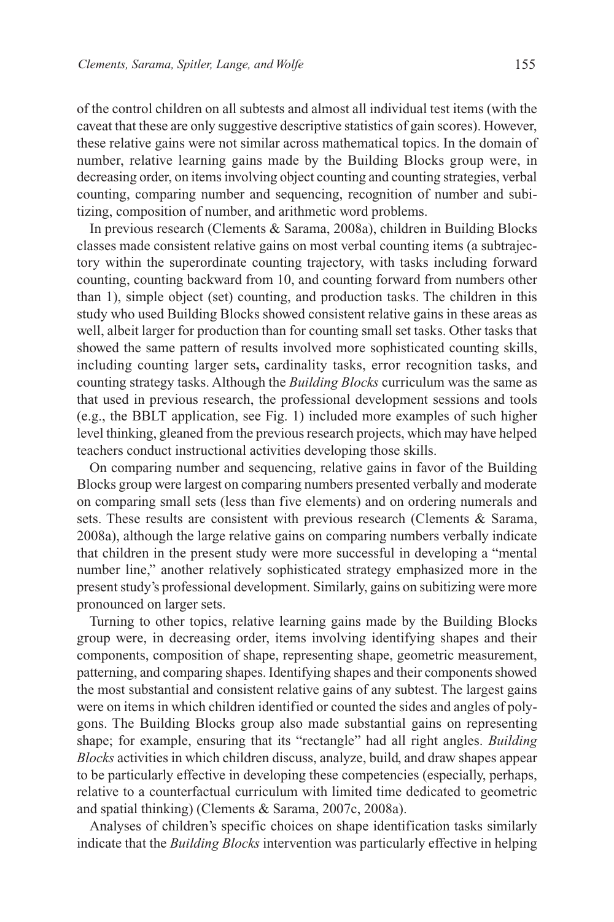of the control children on all subtests and almost all individual test items (with the caveat that these are only suggestive descriptive statistics of gain scores). However, these relative gains were not similar across mathematical topics. In the domain of number, relative learning gains made by the Building Blocks group were, in decreasing order, on items involving object counting and counting strategies, verbal counting, comparing number and sequencing, recognition of number and subitizing, composition of number, and arithmetic word problems.

In previous research (Clements & Sarama, 2008a), children in Building Blocks classes made consistent relative gains on most verbal counting items (a subtrajectory within the superordinate counting trajectory, with tasks including forward counting, counting backward from 10, and counting forward from numbers other than 1), simple object (set) counting, and production tasks. The children in this study who used Building Blocks showed consistent relative gains in these areas as well, albeit larger for production than for counting small set tasks. Other tasks that showed the same pattern of results involved more sophisticated counting skills, including counting larger sets**,** cardinality tasks, error recognition tasks, and counting strategy tasks. Although the *Building Blocks* curriculum was the same as that used in previous research, the professional development sessions and tools (e.g., the BBLT application, see Fig. 1) included more examples of such higher level thinking, gleaned from the previous research projects, which may have helped teachers conduct instructional activities developing those skills.

On comparing number and sequencing, relative gains in favor of the Building Blocks group were largest on comparing numbers presented verbally and moderate on comparing small sets (less than five elements) and on ordering numerals and sets. These results are consistent with previous research (Clements & Sarama, 2008a), although the large relative gains on comparing numbers verbally indicate that children in the present study were more successful in developing a "mental number line," another relatively sophisticated strategy emphasized more in the present study's professional development. Similarly, gains on subitizing were more pronounced on larger sets.

Turning to other topics, relative learning gains made by the Building Blocks group were, in decreasing order, items involving identifying shapes and their components, composition of shape, representing shape, geometric measurement, patterning, and comparing shapes. Identifying shapes and their components showed the most substantial and consistent relative gains of any subtest. The largest gains were on items in which children identified or counted the sides and angles of polygons. The Building Blocks group also made substantial gains on representing shape; for example, ensuring that its "rectangle" had all right angles. *Building Blocks* activities in which children discuss, analyze, build, and draw shapes appear to be particularly effective in developing these competencies (especially, perhaps, relative to a counterfactual curriculum with limited time dedicated to geometric and spatial thinking) (Clements & Sarama, 2007c, 2008a).

Analyses of children's specific choices on shape identification tasks similarly indicate that the *Building Blocks* intervention was particularly effective in helping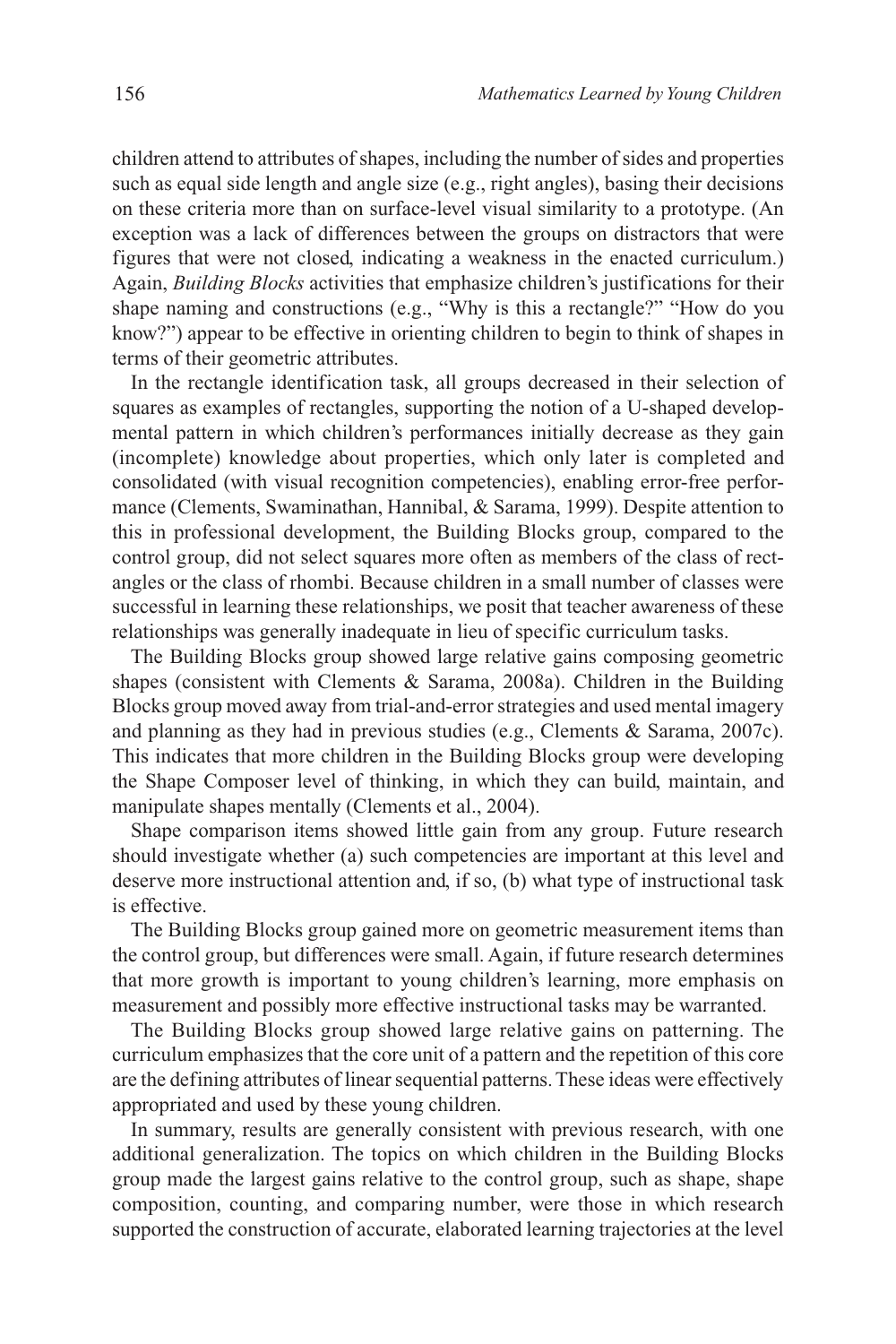children attend to attributes of shapes, including the number of sides and properties such as equal side length and angle size (e.g., right angles), basing their decisions on these criteria more than on surface-level visual similarity to a prototype. (An exception was a lack of differences between the groups on distractors that were figures that were not closed, indicating a weakness in the enacted curriculum.) Again, *Building Blocks* activities that emphasize children's justifications for their shape naming and constructions (e.g., "Why is this a rectangle?" "How do you know?") appear to be effective in orienting children to begin to think of shapes in terms of their geometric attributes.

In the rectangle identification task, all groups decreased in their selection of squares as examples of rectangles, supporting the notion of a U-shaped developmental pattern in which children's performances initially decrease as they gain (incomplete) knowledge about properties, which only later is completed and consolidated (with visual recognition competencies), enabling error-free performance (Clements, Swaminathan, Hannibal, & Sarama, 1999). Despite attention to this in professional development, the Building Blocks group, compared to the control group, did not select squares more often as members of the class of rectangles or the class of rhombi. Because children in a small number of classes were successful in learning these relationships, we posit that teacher awareness of these relationships was generally inadequate in lieu of specific curriculum tasks.

The Building Blocks group showed large relative gains composing geometric shapes (consistent with Clements & Sarama, 2008a). Children in the Building Blocks group moved away from trial-and-error strategies and used mental imagery and planning as they had in previous studies (e.g., Clements & Sarama, 2007c). This indicates that more children in the Building Blocks group were developing the Shape Composer level of thinking, in which they can build, maintain, and manipulate shapes mentally (Clements et al., 2004).

Shape comparison items showed little gain from any group. Future research should investigate whether (a) such competencies are important at this level and deserve more instructional attention and, if so, (b) what type of instructional task is effective.

The Building Blocks group gained more on geometric measurement items than the control group, but differences were small. Again, if future research determines that more growth is important to young children's learning, more emphasis on measurement and possibly more effective instructional tasks may be warranted.

The Building Blocks group showed large relative gains on patterning. The curriculum emphasizes that the core unit of a pattern and the repetition of this core are the defining attributes of linear sequential patterns. These ideas were effectively appropriated and used by these young children.

In summary, results are generally consistent with previous research, with one additional generalization. The topics on which children in the Building Blocks group made the largest gains relative to the control group, such as shape, shape composition, counting, and comparing number, were those in which research supported the construction of accurate, elaborated learning trajectories at the level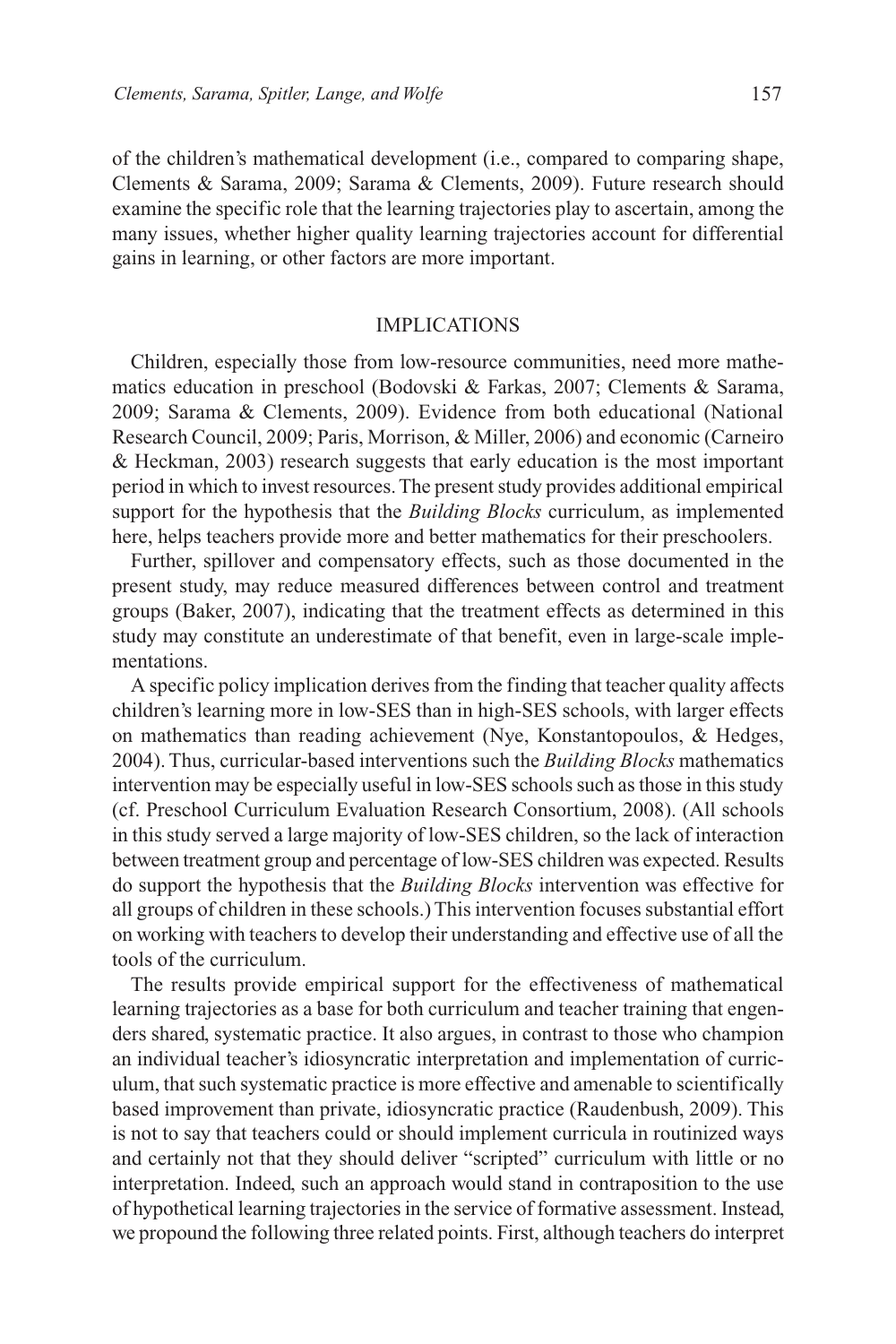of the children's mathematical development (i.e., compared to comparing shape, Clements & Sarama, 2009; Sarama & Clements, 2009). Future research should examine the specific role that the learning trajectories play to ascertain, among the many issues, whether higher quality learning trajectories account for differential gains in learning, or other factors are more important.

## IMPLICATIONS

Children, especially those from low-resource communities, need more mathematics education in preschool (Bodovski & Farkas, 2007; Clements & Sarama, 2009; Sarama & Clements, 2009). Evidence from both educational (National Research Council, 2009; Paris, Morrison, & Miller, 2006) and economic (Carneiro & Heckman, 2003) research suggests that early education is the most important period in which to invest resources. The present study provides additional empirical support for the hypothesis that the *Building Blocks* curriculum, as implemented here, helps teachers provide more and better mathematics for their preschoolers.

Further, spillover and compensatory effects, such as those documented in the present study, may reduce measured differences between control and treatment groups (Baker, 2007), indicating that the treatment effects as determined in this study may constitute an underestimate of that benefit, even in large-scale implementations.

A specific policy implication derives from the finding that teacher quality affects children's learning more in low-SES than in high-SES schools, with larger effects on mathematics than reading achievement (Nye, Konstantopoulos, & Hedges, 2004). Thus, curricular-based interventions such the *Building Blocks* mathematics intervention may be especially useful in low-SES schools such as those in this study (cf. Preschool Curriculum Evaluation Research Consortium, 2008). (All schools in this study served a large majority of low-SES children, so the lack of interaction between treatment group and percentage of low-SES children was expected. Results do support the hypothesis that the *Building Blocks* intervention was effective for all groups of children in these schools.) This intervention focuses substantial effort on working with teachers to develop their understanding and effective use of all the tools of the curriculum.

The results provide empirical support for the effectiveness of mathematical learning trajectories as a base for both curriculum and teacher training that engenders shared, systematic practice. It also argues, in contrast to those who champion an individual teacher's idiosyncratic interpretation and implementation of curriculum, that such systematic practice is more effective and amenable to scientifically based improvement than private, idiosyncratic practice (Raudenbush, 2009). This is not to say that teachers could or should implement curricula in routinized ways and certainly not that they should deliver "scripted" curriculum with little or no interpretation. Indeed, such an approach would stand in contraposition to the use of hypothetical learning trajectories in the service of formative assessment. Instead, we propound the following three related points. First, although teachers do interpret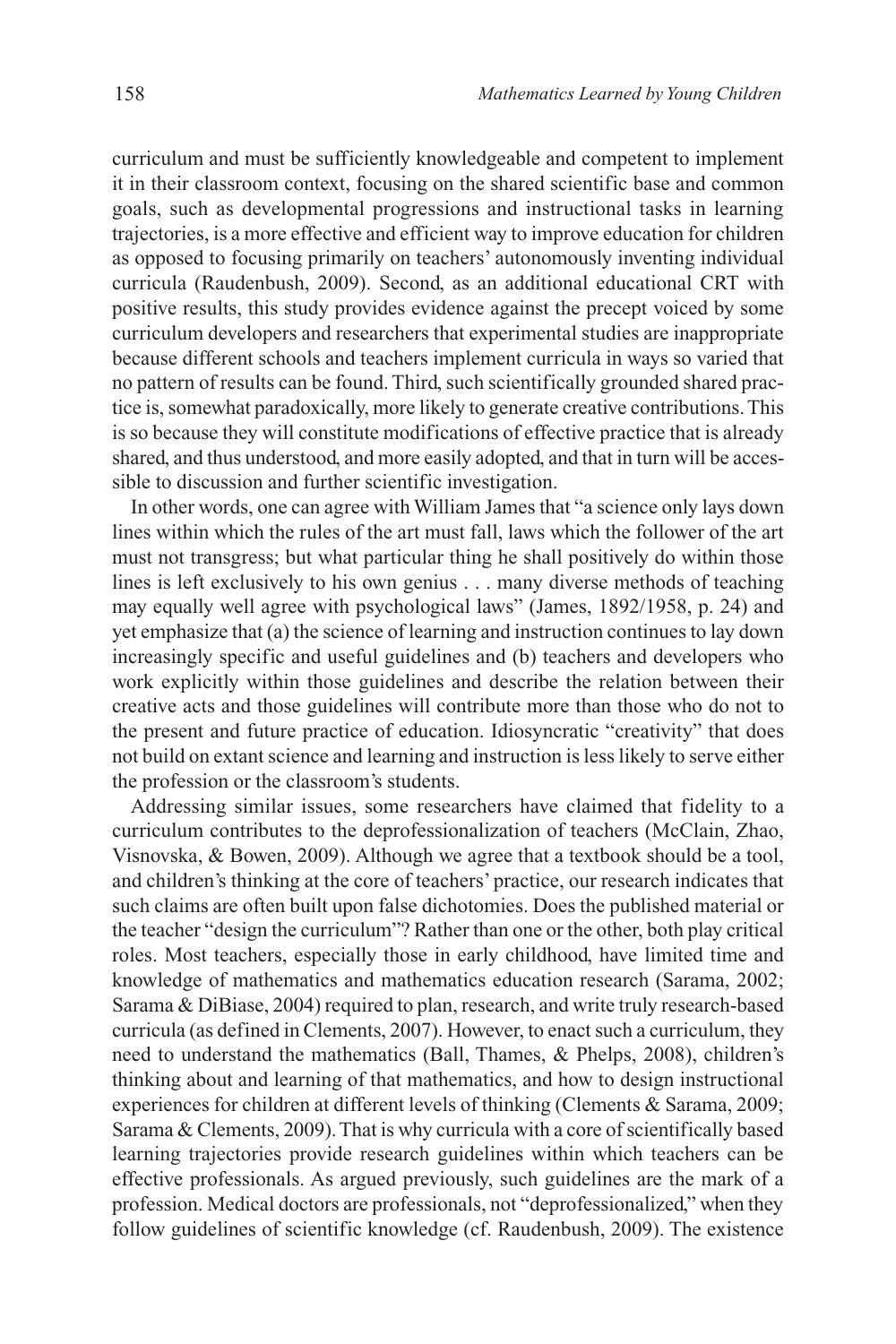curriculum and must be sufficiently knowledgeable and competent to implement it in their classroom context, focusing on the shared scientific base and common goals, such as developmental progressions and instructional tasks in learning trajectories, is a more effective and efficient way to improve education for children as opposed to focusing primarily on teachers' autonomously inventing individual curricula (Raudenbush, 2009). Second, as an additional educational CRT with positive results, this study provides evidence against the precept voiced by some curriculum developers and researchers that experimental studies are inappropriate because different schools and teachers implement curricula in ways so varied that no pattern of results can be found. Third, such scientifically grounded shared practice is, somewhat paradoxically, more likely to generate creative contributions. This is so because they will constitute modifications of effective practice that is already shared, and thus understood, and more easily adopted, and that in turn will be accessible to discussion and further scientific investigation.

In other words, one can agree with William James that "a science only lays down lines within which the rules of the art must fall, laws which the follower of the art must not transgress; but what particular thing he shall positively do within those lines is left exclusively to his own genius . . . many diverse methods of teaching may equally well agree with psychological laws" (James, 1892/1958, p. 24) and yet emphasize that (a) the science of learning and instruction continues to lay down increasingly specific and useful guidelines and (b) teachers and developers who work explicitly within those guidelines and describe the relation between their creative acts and those guidelines will contribute more than those who do not to the present and future practice of education. Idiosyncratic "creativity" that does not build on extant science and learning and instruction is less likely to serve either the profession or the classroom's students.

Addressing similar issues, some researchers have claimed that fidelity to a curriculum contributes to the deprofessionalization of teachers (McClain, Zhao, Visnovska, & Bowen, 2009). Although we agree that a textbook should be a tool, and children's thinking at the core of teachers' practice, our research indicates that such claims are often built upon false dichotomies. Does the published material or the teacher "design the curriculum"? Rather than one or the other, both play critical roles. Most teachers, especially those in early childhood, have limited time and knowledge of mathematics and mathematics education research (Sarama, 2002; Sarama & DiBiase, 2004) required to plan, research, and write truly research-based curricula (as defined in Clements, 2007). However, to enact such a curriculum, they need to understand the mathematics (Ball, Thames, & Phelps, 2008), children's thinking about and learning of that mathematics, and how to design instructional experiences for children at different levels of thinking (Clements & Sarama, 2009; Sarama & Clements, 2009). That is why curricula with a core of scientifically based learning trajectories provide research guidelines within which teachers can be effective professionals. As argued previously, such guidelines are the mark of a profession. Medical doctors are professionals, not "deprofessionalized," when they follow guidelines of scientific knowledge (cf. Raudenbush, 2009). The existence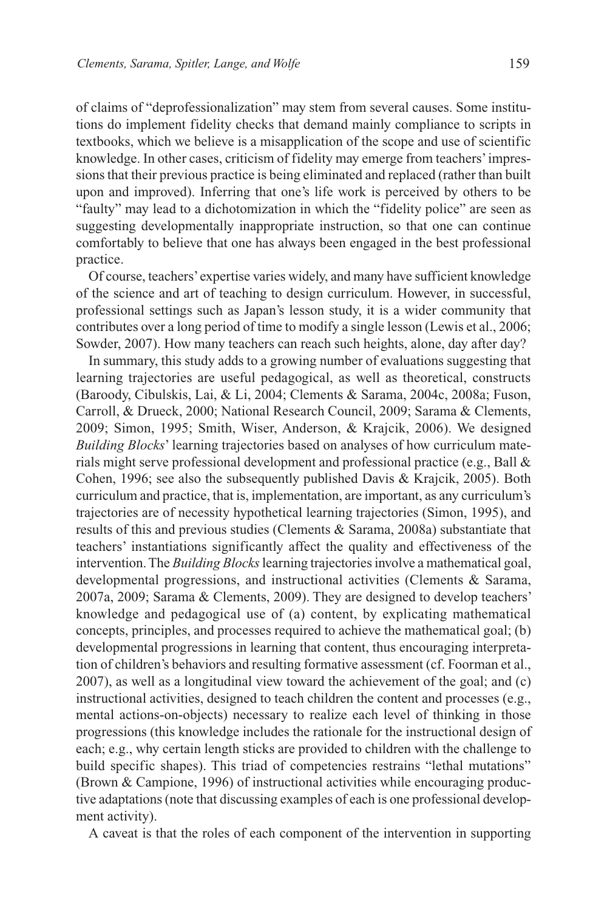of claims of "deprofessionalization" may stem from several causes. Some institutions do implement fidelity checks that demand mainly compliance to scripts in textbooks, which we believe is a misapplication of the scope and use of scientific knowledge. In other cases, criticism of fidelity may emerge from teachers' impressions that their previous practice is being eliminated and replaced (rather than built upon and improved). Inferring that one's life work is perceived by others to be "faulty" may lead to a dichotomization in which the "fidelity police" are seen as suggesting developmentally inappropriate instruction, so that one can continue comfortably to believe that one has always been engaged in the best professional practice.

Of course, teachers' expertise varies widely, and many have sufficient knowledge of the science and art of teaching to design curriculum. However, in successful, professional settings such as Japan's lesson study, it is a wider community that contributes over a long period of time to modify a single lesson (Lewis et al., 2006; Sowder, 2007). How many teachers can reach such heights, alone, day after day?

In summary, this study adds to a growing number of evaluations suggesting that learning trajectories are useful pedagogical, as well as theoretical, constructs (Baroody, Cibulskis, Lai, & Li, 2004; Clements & Sarama, 2004c, 2008a; Fuson, Carroll, & Drueck, 2000; National Research Council, 2009; Sarama & Clements, 2009; Simon, 1995; Smith, Wiser, Anderson, & Krajcik, 2006). We designed *Building Blocks*' learning trajectories based on analyses of how curriculum materials might serve professional development and professional practice (e.g., Ball & Cohen, 1996; see also the subsequently published Davis & Krajcik, 2005). Both curriculum and practice, that is, implementation, are important, as any curriculum's trajectories are of necessity hypothetical learning trajectories (Simon, 1995), and results of this and previous studies (Clements & Sarama, 2008a) substantiate that teachers' instantiations significantly affect the quality and effectiveness of the intervention. The *Building Blocks* learning trajectories involve a mathematical goal, developmental progressions, and instructional activities (Clements & Sarama, 2007a, 2009; Sarama & Clements, 2009). They are designed to develop teachers' knowledge and pedagogical use of (a) content, by explicating mathematical concepts, principles, and processes required to achieve the mathematical goal; (b) developmental progressions in learning that content, thus encouraging interpretation of children's behaviors and resulting formative assessment (cf. Foorman et al., 2007), as well as a longitudinal view toward the achievement of the goal; and (c) instructional activities, designed to teach children the content and processes (e.g., mental actions-on-objects) necessary to realize each level of thinking in those progressions (this knowledge includes the rationale for the instructional design of each; e.g., why certain length sticks are provided to children with the challenge to build specific shapes). This triad of competencies restrains "lethal mutations" (Brown & Campione, 1996) of instructional activities while encouraging productive adaptations (note that discussing examples of each is one professional development activity).

A caveat is that the roles of each component of the intervention in supporting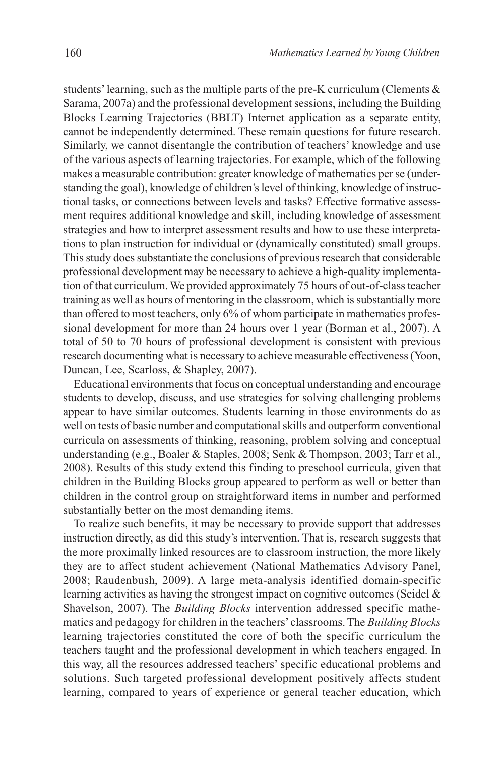students' learning, such as the multiple parts of the pre-K curriculum (Clements & Sarama, 2007a) and the professional development sessions, including the Building Blocks Learning Trajectories (BBLT) Internet application as a separate entity, cannot be independently determined. These remain questions for future research. Similarly, we cannot disentangle the contribution of teachers' knowledge and use of the various aspects of learning trajectories. For example, which of the following makes a measurable contribution: greater knowledge of mathematics per se (understanding the goal), knowledge of children's level of thinking, knowledge of instructional tasks, or connections between levels and tasks? Effective formative assessment requires additional knowledge and skill, including knowledge of assessment strategies and how to interpret assessment results and how to use these interpretations to plan instruction for individual or (dynamically constituted) small groups. This study does substantiate the conclusions of previous research that considerable professional development may be necessary to achieve a high-quality implementation of that curriculum. We provided approximately 75 hours of out-of-class teacher training as well as hours of mentoring in the classroom, which is substantially more than offered to most teachers, only 6% of whom participate in mathematics professional development for more than 24 hours over 1 year (Borman et al., 2007). A total of 50 to 70 hours of professional development is consistent with previous research documenting what is necessary to achieve measurable effectiveness (Yoon, Duncan, Lee, Scarloss, & Shapley, 2007).

Educational environments that focus on conceptual understanding and encourage students to develop, discuss, and use strategies for solving challenging problems appear to have similar outcomes. Students learning in those environments do as well on tests of basic number and computational skills and outperform conventional curricula on assessments of thinking, reasoning, problem solving and conceptual understanding (e.g., Boaler & Staples, 2008; Senk & Thompson, 2003; Tarr et al., 2008). Results of this study extend this finding to preschool curricula, given that children in the Building Blocks group appeared to perform as well or better than children in the control group on straightforward items in number and performed substantially better on the most demanding items.

To realize such benefits, it may be necessary to provide support that addresses instruction directly, as did this study's intervention. That is, research suggests that the more proximally linked resources are to classroom instruction, the more likely they are to affect student achievement (National Mathematics Advisory Panel, 2008; Raudenbush, 2009). A large meta-analysis identified domain-specific learning activities as having the strongest impact on cognitive outcomes (Seidel & Shavelson, 2007). The *Building Blocks* intervention addressed specific mathematics and pedagogy for children in the teachers' classrooms. The *Building Blocks* learning trajectories constituted the core of both the specific curriculum the teachers taught and the professional development in which teachers engaged. In this way, all the resources addressed teachers' specific educational problems and solutions. Such targeted professional development positively affects student learning, compared to years of experience or general teacher education, which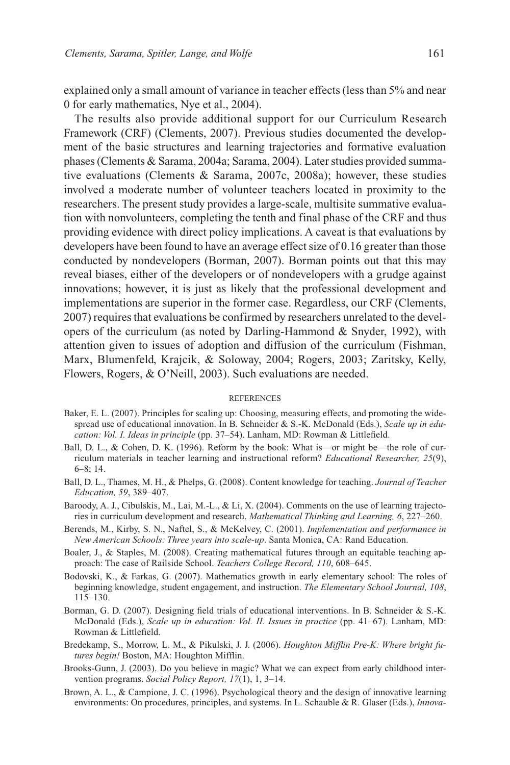explained only a small amount of variance in teacher effects (less than 5% and near 0 for early mathematics, Nye et al., 2004).

The results also provide additional support for our Curriculum Research Framework (CRF) (Clements, 2007). Previous studies documented the development of the basic structures and learning trajectories and formative evaluation phases (Clements & Sarama, 2004a; Sarama, 2004). Later studies provided summative evaluations (Clements & Sarama, 2007c, 2008a); however, these studies involved a moderate number of volunteer teachers located in proximity to the researchers. The present study provides a large-scale, multisite summative evaluation with nonvolunteers, completing the tenth and final phase of the CRF and thus providing evidence with direct policy implications. A caveat is that evaluations by developers have been found to have an average effect size of 0.16 greater than those conducted by nondevelopers (Borman, 2007). Borman points out that this may reveal biases, either of the developers or of nondevelopers with a grudge against innovations; however, it is just as likely that the professional development and implementations are superior in the former case. Regardless, our CRF (Clements, 2007) requires that evaluations be confirmed by researchers unrelated to the developers of the curriculum (as noted by Darling-Hammond & Snyder, 1992), with attention given to issues of adoption and diffusion of the curriculum (Fishman, Marx, Blumenfeld, Krajcik, & Soloway, 2004; Rogers, 2003; Zaritsky, Kelly, Flowers, Rogers, & O'Neill, 2003). Such evaluations are needed.

## REFERENCES

Baker, E. L. (2007). Principles for scaling up: Choosing, measuring effects, and promoting the widespread use of educational innovation. In B. Schneider & S.-K. McDonald (Eds.), *Scale up in education: Vol. I. Ideas in principle* (pp. 37–54). Lanham, MD: Rowman & Littlefield.

Ball, D. L., & Cohen, D. K. (1996). Reform by the book: What is—or might be—the role of curriculum materials in teacher learning and instructional reform? *Educational Researcher, 25*(9), 6–8; 14.

Ball, D. L., Thames, M. H., & Phelps, G. (2008). Content knowledge for teaching. *Journal of Teacher Education, 59*, 389–407.

Baroody, A. J., Cibulskis, M., Lai, M.-L., & Li, X. (2004). Comments on the use of learning trajectories in curriculum development and research. *Mathematical Thinking and Learning, 6*, 227–260.

Berends, M., Kirby, S. N., Naftel, S., & McKelvey, C. (2001). *Implementation and performance in New American Schools: Three years into scale-up*. Santa Monica, CA: Rand Education.

Boaler, J., & Staples, M. (2008). Creating mathematical futures through an equitable teaching approach: The case of Railside School. *Teachers College Record, 110*, 608–645.

Bodovski, K., & Farkas, G. (2007). Mathematics growth in early elementary school: The roles of beginning knowledge, student engagement, and instruction. *The Elementary School Journal, 108*, 115–130.

Borman, G. D. (2007). Designing field trials of educational interventions. In B. Schneider & S.-K. McDonald (Eds.), *Scale up in education: Vol. II. Issues in practice* (pp. 41–67). Lanham, MD: Rowman & Littlefield.

Bredekamp, S., Morrow, L. M., & Pikulski, J. J. (2006). *Houghton Mifflin Pre-K: Where bright futures begin!* Boston, MA: Houghton Mifflin.

Brooks-Gunn, J. (2003). Do you believe in magic? What we can expect from early childhood intervention programs. *Social Policy Report, 17*(1), 1, 3–14.

Brown, A. L., & Campione, J. C. (1996). Psychological theory and the design of innovative learning environments: On procedures, principles, and systems. In L. Schauble & R. Glaser (Eds.), *Innova-*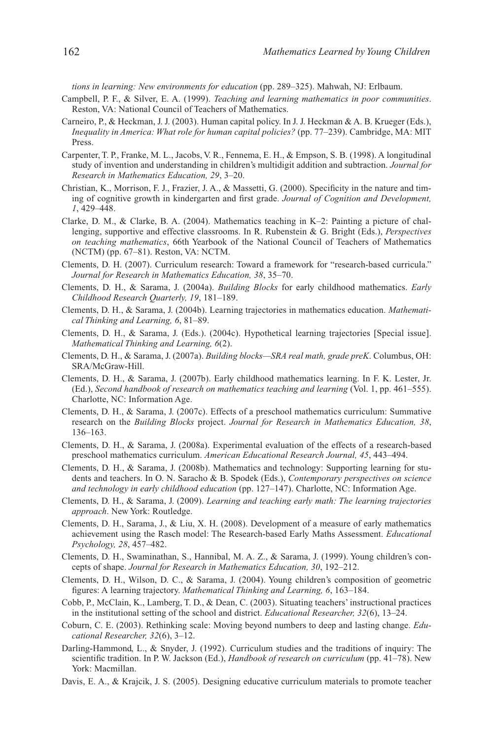*tions in learning: New environments for education* (pp. 289–325). Mahwah, NJ: Erlbaum.

Campbell, P. F., & Silver, E. A. (1999). *Teaching and learning mathematics in poor communities*. Reston, VA: National Council of Teachers of Mathematics.

Carneiro, P., & Heckman, J. J. (2003). Human capital policy. In J. J. Heckman & A. B. Krueger (Eds.), *Inequality in America: What role for human capital policies?* (pp. 77–239). Cambridge, MA: MIT Press.

Carpenter, T. P., Franke, M. L., Jacobs, V. R., Fennema, E. H., & Empson, S. B. (1998). A longitudinal study of invention and understanding in children's multidigit addition and subtraction. *Journal for Research in Mathematics Education, 29*, 3–20.

Christian, K., Morrison, F. J., Frazier, J. A., & Massetti, G. (2000). Specificity in the nature and timing of cognitive growth in kindergarten and first grade. *Journal of Cognition and Development, 1*, 429–448.

Clarke, D. M., & Clarke, B. A. (2004). Mathematics teaching in K–2: Painting a picture of challenging, supportive and effective classrooms. In R. Rubenstein & G. Bright (Eds.), *Perspectives on teaching mathematics*, 66th Yearbook of the National Council of Teachers of Mathematics (NCTM) (pp. 67–81). Reston, VA: NCTM.

Clements, D. H. (2007). Curriculum research: Toward a framework for "research-based curricula." *Journal for Research in Mathematics Education, 38*, 35–70.

Clements, D. H., & Sarama, J. (2004a). *Building Blocks* for early childhood mathematics. *Early Childhood Research Quarterly, 19*, 181–189.

Clements, D. H., & Sarama, J. (2004b). Learning trajectories in mathematics education. *Mathematical Thinking and Learning, 6*, 81–89.

Clements, D. H., & Sarama, J. (Eds.). (2004c). Hypothetical learning trajectories [Special issue]. *Mathematical Thinking and Learning, 6*(2).

Clements, D. H., & Sarama, J. (2007a). *Building blocks—SRA real math, grade preK*. Columbus, OH: SRA/McGraw-Hill.

Clements, D. H., & Sarama, J. (2007b). Early childhood mathematics learning. In F. K. Lester, Jr. (Ed.), *Second handbook of research on mathematics teaching and learning* (Vol. 1, pp. 461–555). Charlotte, NC: Information Age.

Clements, D. H., & Sarama, J. (2007c). Effects of a preschool mathematics curriculum: Summative research on the *Building Blocks* project. *Journal for Research in Mathematics Education, 38*, 136–163.

Clements, D. H., & Sarama, J. (2008a). Experimental evaluation of the effects of a research-based preschool mathematics curriculum. *American Educational Research Journal, 45*, 443–494.

Clements, D. H., & Sarama, J. (2008b). Mathematics and technology: Supporting learning for students and teachers. In O. N. Saracho & B. Spodek (Eds.), *Contemporary perspectives on science and technology in early childhood education* (pp. 127–147). Charlotte, NC: Information Age.

Clements, D. H., & Sarama, J. (2009). *Learning and teaching early math: The learning trajectories approach*. New York: Routledge.

Clements, D. H., Sarama, J., & Liu, X. H. (2008). Development of a measure of early mathematics achievement using the Rasch model: The Research-based Early Maths Assessment. *Educational Psychology, 28*, 457–482.

Clements, D. H., Swaminathan, S., Hannibal, M. A. Z., & Sarama, J. (1999). Young children's concepts of shape. *Journal for Research in Mathematics Education, 30*, 192–212.

Clements, D. H., Wilson, D. C., & Sarama, J. (2004). Young children's composition of geometric figures: A learning trajectory. *Mathematical Thinking and Learning, 6*, 163–184.

Cobb, P., McClain, K., Lamberg, T. D., & Dean, C. (2003). Situating teachers' instructional practices in the institutional setting of the school and district. *Educational Researcher, 32*(6), 13–24.

Coburn, C. E. (2003). Rethinking scale: Moving beyond numbers to deep and lasting change. *Educational Researcher, 32*(6), 3–12.

Darling-Hammond, L., & Snyder, J. (1992). Curriculum studies and the traditions of inquiry: The scientific tradition. In P. W. Jackson (Ed.), *Handbook of research on curriculum* (pp. 41–78). New York: Macmillan.

Davis, E. A., & Krajcik, J. S. (2005). Designing educative curriculum materials to promote teacher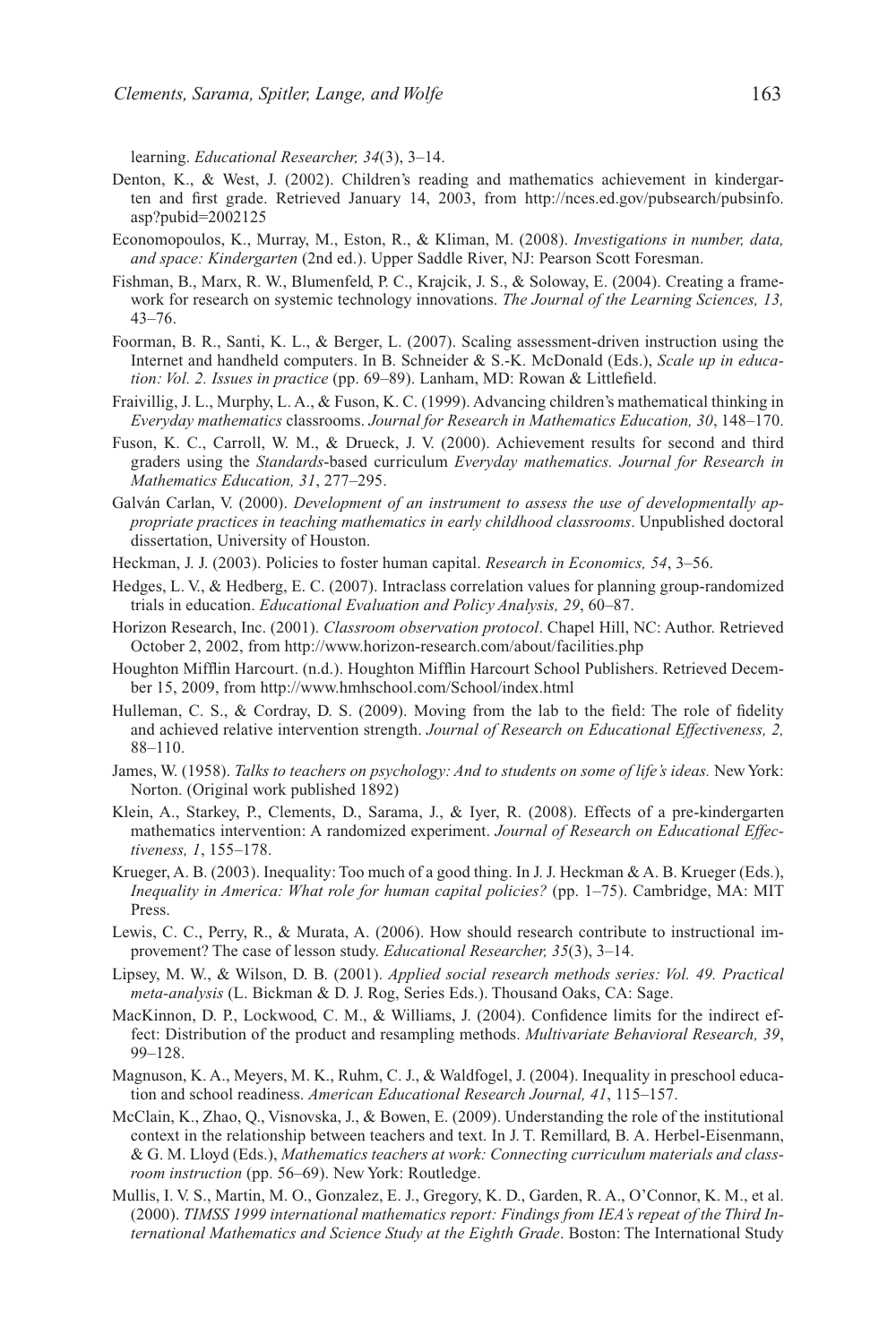learning. *Educational Researcher, 34*(3), 3–14.

Denton, K., & West, J. (2002). Children's reading and mathematics achievement in kindergarten and first grade. Retrieved January 14, 2003, from http://nces.ed.gov/pubsearch/pubsinfo.asp?pubid=2002125

Economopoulos, K., Murray, M., Eston, R., & Kliman, M. (2008). *Investigations in number, data, and space: Kindergarten* (2nd ed.). Upper Saddle River, NJ: Pearson Scott Foresman.

Fishman, B., Marx, R. W., Blumenfeld, P. C., Krajcik, J. S., & Soloway, E. (2004). Creating a framework for research on systemic technology innovations. *The Journal of the Learning Sciences, 13,* 43–76.

Foorman, B. R., Santi, K. L., & Berger, L. (2007). Scaling assessment-driven instruction using the Internet and handheld computers. In B. Schneider & S.-K. McDonald (Eds.), *Scale up in education: Vol. 2. Issues in practice* (pp. 69–89). Lanham, MD: Rowan & Littlefield.

Fraivillig, J. L., Murphy, L. A., & Fuson, K. C. (1999). Advancing children's mathematical thinking in *Everyday mathematics* classrooms. *Journal for Research in Mathematics Education, 30*, 148–170.

Fuson, K. C., Carroll, W. M., & Drueck, J. V. (2000). Achievement results for second and third graders using the *Standards*-based curriculum *Everyday mathematics. Journal for Research in Mathematics Education, 31*, 277–295.

Galván Carlan, V. (2000). *Development of an instrument to assess the use of developmentally appropriate practices in teaching mathematics in early childhood classrooms*. Unpublished doctoral dissertation, University of Houston.

Heckman, J. J. (2003). Policies to foster human capital. *Research in Economics, 54*, 3–56.

Hedges, L. V., & Hedberg, E. C. (2007). Intraclass correlation values for planning group-randomized trials in education. *Educational Evaluation and Policy Analysis, 29*, 60–87.

Horizon Research, Inc. (2001). *Classroom observation protocol*. Chapel Hill, NC: Author. Retrieved October 2, 2002, from http://www.horizon-research.com/about/facilities.php

Houghton Mifflin Harcourt. (n.d.). Houghton Mifflin Harcourt School Publishers. Retrieved December 15, 2009, from http://www.hmhschool.com/School/index.html

Hulleman, C. S., & Cordray, D. S. (2009). Moving from the lab to the field: The role of fidelity and achieved relative intervention strength. *Journal of Research on Educational Effectiveness, 2,* 88–110.

James, W. (1958). *Talks to teachers on psychology: And to students on some of life's ideas.* New York: Norton. (Original work published 1892)

Klein, A., Starkey, P., Clements, D., Sarama, J., & Iyer, R. (2008). Effects of a pre-kindergarten mathematics intervention: A randomized experiment. *Journal of Research on Educational Effectiveness, 1*, 155–178.

Krueger, A. B. (2003). Inequality: Too much of a good thing. In J. J. Heckman & A. B. Krueger (Eds.), *Inequality in America: What role for human capital policies?* (pp. 1–75). Cambridge, MA: MIT Press.

Lewis, C. C., Perry, R., & Murata, A. (2006). How should research contribute to instructional improvement? The case of lesson study. *Educational Researcher, 35*(3), 3–14.

Lipsey, M. W., & Wilson, D. B. (2001). *Applied social research methods series: Vol. 49. Practical meta-analysis* (L. Bickman & D. J. Rog, Series Eds.). Thousand Oaks, CA: Sage.

MacKinnon, D. P., Lockwood, C. M., & Williams, J. (2004). Confidence limits for the indirect effect: Distribution of the product and resampling methods. *Multivariate Behavioral Research, 39*, 99–128.

Magnuson, K. A., Meyers, M. K., Ruhm, C. J., & Waldfogel, J. (2004). Inequality in preschool education and school readiness. *American Educational Research Journal, 41*, 115–157.

McClain, K., Zhao, Q., Visnovska, J., & Bowen, E. (2009). Understanding the role of the institutional context in the relationship between teachers and text. In J. T. Remillard, B. A. Herbel-Eisenmann, & G. M. Lloyd (Eds.), *Mathematics teachers at work: Connecting curriculum materials and classroom instruction* (pp. 56–69). New York: Routledge.

Mullis, I. V. S., Martin, M. O., Gonzalez, E. J., Gregory, K. D., Garden, R. A., O'Connor, K. M., et al. (2000). *TIMSS 1999 international mathematics report: Findings from IEA's repeat of the Third International Mathematics and Science Study at the Eighth Grade*. Boston: The International Study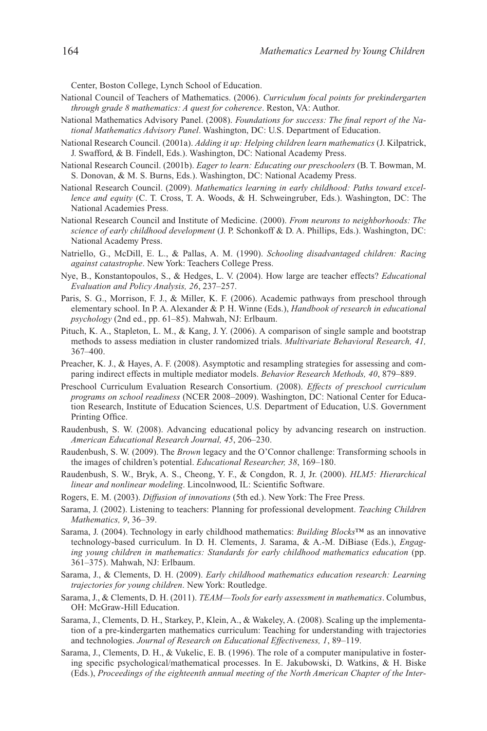Center, Boston College, Lynch School of Education.

National Council of Teachers of Mathematics. (2006). *Curriculum focal points for prekindergarten through grade 8 mathematics: A quest for coherence*. Reston, VA: Author.

National Mathematics Advisory Panel. (2008). *Foundations for success: The final report of the National Mathematics Advisory Panel*. Washington, DC: U.S. Department of Education.

National Research Council. (2001a). *Adding it up: Helping children learn mathematics* (J. Kilpatrick, J. Swafford, & B. Findell, Eds.). Washington, DC: National Academy Press.

National Research Council. (2001b). *Eager to learn: Educating our preschoolers* (B. T. Bowman, M. S. Donovan, & M. S. Burns, Eds.). Washington, DC: National Academy Press.

National Research Council. (2009). *Mathematics learning in early childhood: Paths toward excellence and equity* (C. T. Cross, T. A. Woods, & H. Schweingruber, Eds.). Washington, DC: The National Academies Press.

National Research Council and Institute of Medicine. (2000). *From neurons to neighborhoods: The science of early childhood development* (J. P. Schonkoff & D. A. Phillips, Eds.). Washington, DC: National Academy Press.

Natriello, G., McDill, E. L., & Pallas, A. M. (1990). *Schooling disadvantaged children: Racing against catastrophe*. New York: Teachers College Press.

Nye, B., Konstantopoulos, S., & Hedges, L. V. (2004). How large are teacher effects? *Educational Evaluation and Policy Analysis, 26*, 237–257.

Paris, S. G., Morrison, F. J., & Miller, K. F. (2006). Academic pathways from preschool through elementary school. In P. A. Alexander & P. H. Winne (Eds.), *Handbook of research in educational psychology* (2nd ed., pp. 61–85). Mahwah, NJ: Erlbaum.

Pituch, K. A., Stapleton, L. M., & Kang, J. Y. (2006). A comparison of single sample and bootstrap methods to assess mediation in cluster randomized trials. *Multivariate Behavioral Research, 41,* 367–400.

Preacher, K. J., & Hayes, A. F. (2008). Asymptotic and resampling strategies for assessing and comparing indirect effects in multiple mediator models. *Behavior Research Methods, 40*, 879–889.

Preschool Curriculum Evaluation Research Consortium. (2008). *Effects of preschool curriculum programs on school readiness* (NCER 2008–2009). Washington, DC: National Center for Education Research, Institute of Education Sciences, U.S. Department of Education, U.S. Government Printing Office.

Raudenbush, S. W. (2008). Advancing educational policy by advancing research on instruction. *American Educational Research Journal, 45*, 206–230.

Raudenbush, S. W. (2009). The *Brown* legacy and the O'Connor challenge: Transforming schools in the images of children's potential. *Educational Researcher, 38*, 169–180.

Raudenbush, S. W., Bryk, A. S., Cheong, Y. F., & Congdon, R. J, Jr. (2000). *HLM5: Hierarchical linear and nonlinear modeling*. Lincolnwood, IL: Scientific Software.

Rogers, E. M. (2003). *Diffusion of innovations* (5th ed.). New York: The Free Press.

Sarama, J. (2002). Listening to teachers: Planning for professional development. *Teaching Children Mathematics, 9*, 36–39.

Sarama, J. (2004). Technology in early childhood mathematics: *Building Blocks*™ as an innovative technology-based curriculum. In D. H. Clements, J. Sarama, & A.-M. DiBiase (Eds.), *Engaging young children in mathematics: Standards for early childhood mathematics education* (pp. 361–375). Mahwah, NJ: Erlbaum.

Sarama, J., & Clements, D. H. (2009). *Early childhood mathematics education research: Learning trajectories for young children*. New York: Routledge.

Sarama, J., & Clements, D. H. (2011). *TEAM—Tools for early assessment in mathematics*. Columbus, OH: McGraw-Hill Education.

Sarama, J., Clements, D. H., Starkey, P., Klein, A., & Wakeley, A. (2008). Scaling up the implementation of a pre-kindergarten mathematics curriculum: Teaching for understanding with trajectories and technologies. *Journal of Research on Educational Effectiveness, 1*, 89–119.

Sarama, J., Clements, D. H., & Vukelic, E. B. (1996). The role of a computer manipulative in fostering specific psychological/mathematical processes. In E. Jakubowski, D. Watkins, & H. Biske (Eds.), *Proceedings of the eighteenth annual meeting of the North American Chapter of the Inter-*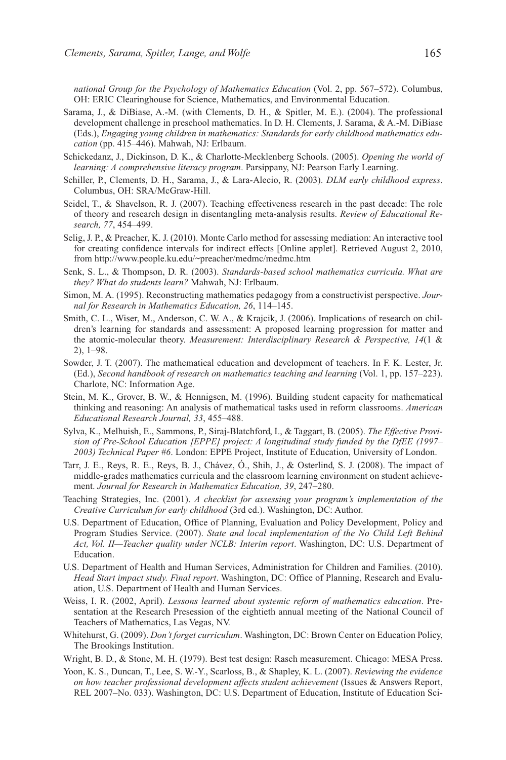*national Group for the Psychology of Mathematics Education* (Vol. 2, pp. 567–572). Columbus, OH: ERIC Clearinghouse for Science, Mathematics, and Environmental Education.

Sarama, J., & DiBiase, A.-M. (with Clements, D. H., & Spitler, M. E.). (2004). The professional development challenge in preschool mathematics. In D. H. Clements, J. Sarama, & A.-M. DiBiase (Eds.), *Engaging young children in mathematics: Standards for early childhood mathematics education* (pp. 415–446). Mahwah, NJ: Erlbaum.

Schickedanz, J., Dickinson, D. K., & Charlotte-Mecklenberg Schools. (2005). *Opening the world of learning: A comprehensive literacy program*. Parsippany, NJ: Pearson Early Learning.

Schiller, P., Clements, D. H., Sarama, J., & Lara-Alecio, R. (2003). *DLM early childhood express*. Columbus, OH: SRA/McGraw-Hill.

Seidel, T., & Shavelson, R. J. (2007). Teaching effectiveness research in the past decade: The role of theory and research design in disentangling meta-analysis results. *Review of Educational Research, 77*, 454–499.

Selig, J. P., & Preacher, K. J. (2010). Monte Carlo method for assessing mediation: An interactive tool for creating confidence intervals for indirect effects [Online applet]. Retrieved August 2, 2010, from http://www.people.ku.edu/~preacher/medmc/medmc.htm

Senk, S. L., & Thompson, D. R. (2003). *Standards-based school mathematics curricula. What are they? What do students learn?* Mahwah, NJ: Erlbaum.

Simon, M. A. (1995). Reconstructing mathematics pedagogy from a constructivist perspective. *Journal for Research in Mathematics Education, 26*, 114–145.

Smith, C. L., Wiser, M., Anderson, C. W. A., & Krajcik, J. (2006). Implications of research on children's learning for standards and assessment: A proposed learning progression for matter and the atomic-molecular theory. *Measurement: Interdisciplinary Research & Perspective, 14*(1 & 2), 1–98.

Sowder, J. T. (2007). The mathematical education and development of teachers. In F. K. Lester, Jr. (Ed.), *Second handbook of research on mathematics teaching and learning* (Vol. 1, pp. 157–223). Charlote, NC: Information Age.

Stein, M. K., Grover, B. W., & Hennigsen, M. (1996). Building student capacity for mathematical thinking and reasoning: An analysis of mathematical tasks used in reform classrooms. *American Educational Research Journal, 33*, 455–488.

Sylva, K., Melhuish, E., Sammons, P., Siraj-Blatchford, I., & Taggart, B. (2005). *The Effective Provision of Pre-School Education [EPPE] project: A longitudinal study funded by the DfEE (1997–2003) Technical Paper #6*. London: EPPE Project, Institute of Education, University of London.

Tarr, J. E., Reys, R. E., Reys, B. J., Chávez, Ó., Shih, J., & Osterlind, S. J. (2008). The impact of middle-grades mathematics curricula and the classroom learning environment on student achievement. *Journal for Research in Mathematics Education, 39*, 247–280.

Teaching Strategies, Inc. (2001). *A checklist for assessing your program's implementation of the Creative Curriculum for early childhood* (3rd ed.). Washington, DC: Author.

U.S. Department of Education, Office of Planning, Evaluation and Policy Development, Policy and Program Studies Service. (2007). *State and local implementation of the No Child Left Behind Act, Vol. II—Teacher quality under NCLB: Interim report*. Washington, DC: U.S. Department of Education.

U.S. Department of Health and Human Services, Administration for Children and Families. (2010). *Head Start impact study. Final report*. Washington, DC: Office of Planning, Research and Evaluation, U.S. Department of Health and Human Services.

Weiss, I. R. (2002, April). *Lessons learned about systemic reform of mathematics education*. Presentation at the Research Presession of the eightieth annual meeting of the National Council of Teachers of Mathematics, Las Vegas, NV.

Whitehurst, G. (2009). *Don't forget curriculum*. Washington, DC: Brown Center on Education Policy, The Brookings Institution.

Wright, B. D., & Stone, M. H. (1979). Best test design: Rasch measurement. Chicago: MESA Press.

Yoon, K. S., Duncan, T., Lee, S. W.-Y., Scarloss, B., & Shapley, K. L. (2007). *Reviewing the evidence on how teacher professional development affects student achievement* (Issues & Answers Report, REL 2007–No. 033). Washington, DC: U.S. Department of Education, Institute of Education Sci-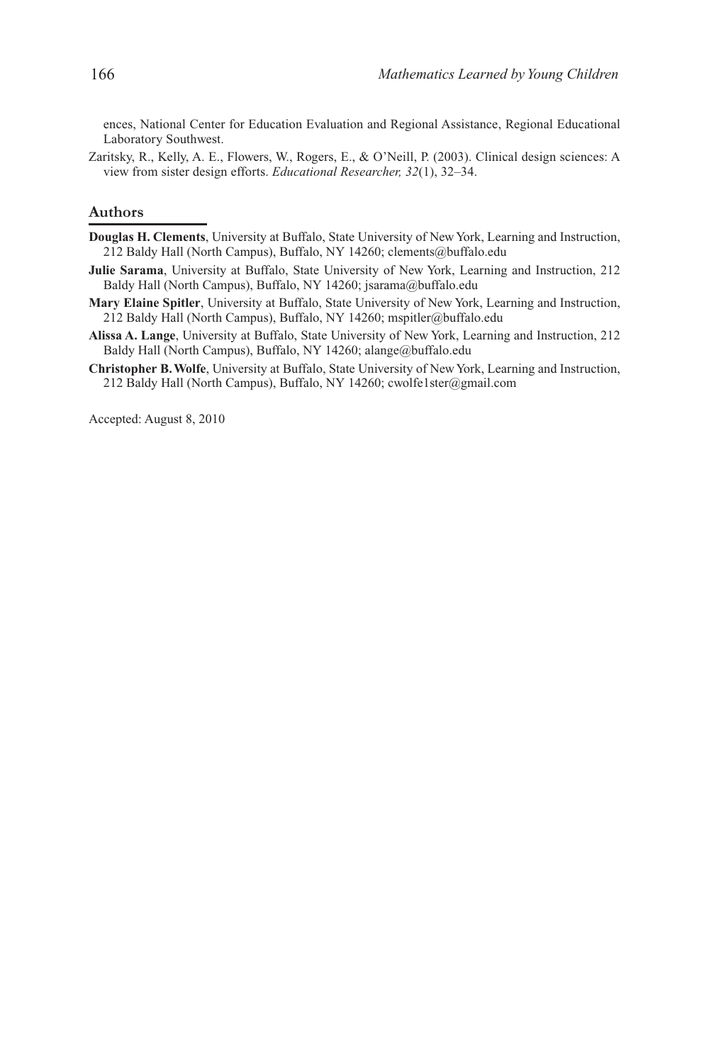ences, National Center for Education Evaluation and Regional Assistance, Regional Educational Laboratory Southwest.

Zaritsky, R., Kelly, A. E., Flowers, W., Rogers, E., & O'Neill, P. (2003). Clinical design sciences: A view from sister design efforts. *Educational Researcher, 32*(1), 32–34.

## Authors

**Douglas H. Clements**, University at Buffalo, State University of New York, Learning and Instruction, 212 Baldy Hall (North Campus), Buffalo, NY 14260; clements@buffalo.edu

**Julie Sarama**, University at Buffalo, State University of New York, Learning and Instruction, 212 Baldy Hall (North Campus), Buffalo, NY 14260; jsarama@buffalo.edu

**Mary Elaine Spitler**, University at Buffalo, State University of New York, Learning and Instruction, 212 Baldy Hall (North Campus), Buffalo, NY 14260; mspitler@buffalo.edu

**Alissa A. Lange**, University at Buffalo, State University of New York, Learning and Instruction, 212 Baldy Hall (North Campus), Buffalo, NY 14260; alange@buffalo.edu

**Christopher B. Wolfe**, University at Buffalo, State University of New York, Learning and Instruction, 212 Baldy Hall (North Campus), Buffalo, NY 14260; cwolfe1ster@gmail.com

Accepted: August 8, 2010